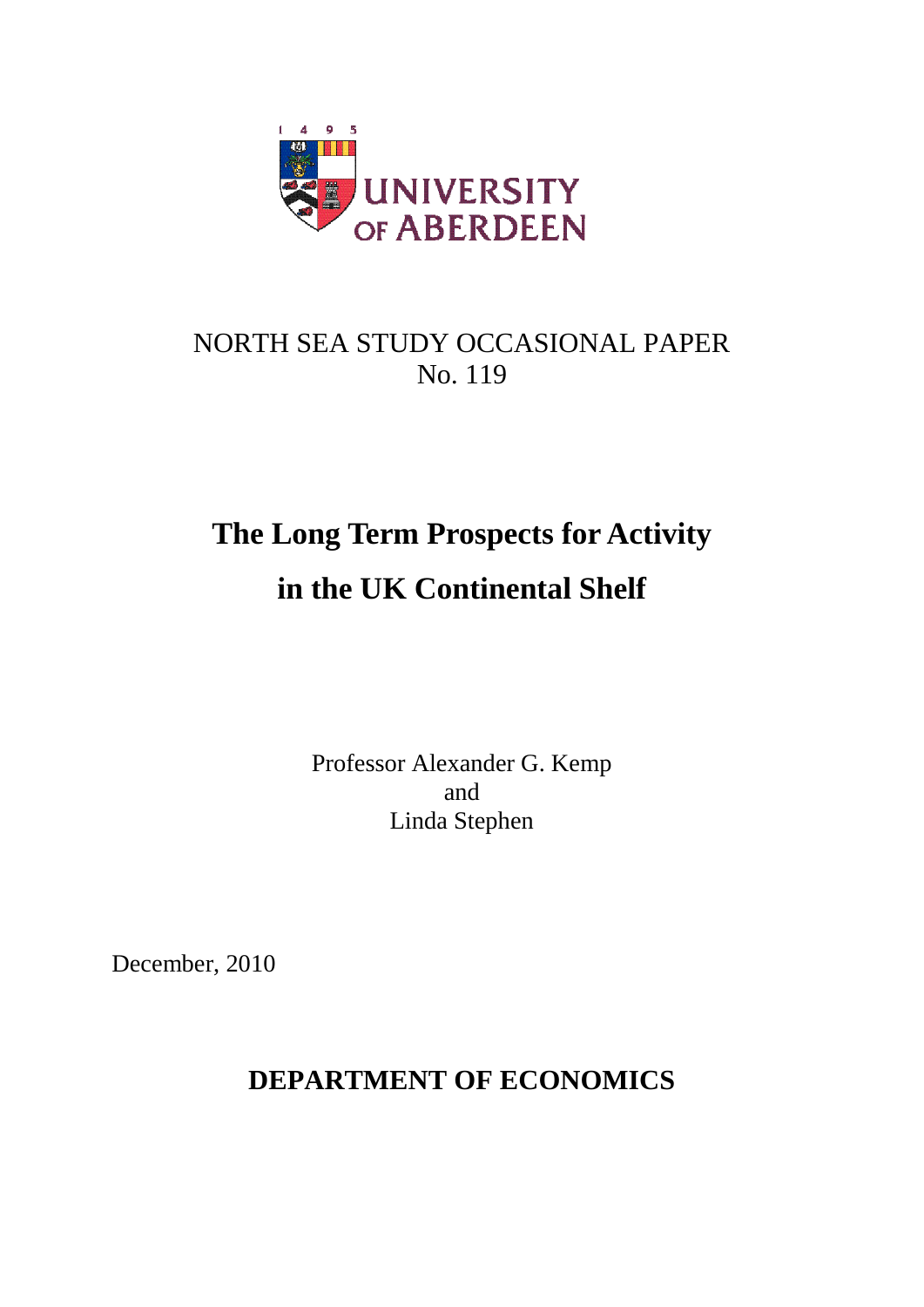UNIVERSITY OF ABERDEEN

NORTH SEA STUDY OCCASIONAL PAPER
No. 119

# The Long Term Prospects for Activity in the UK Continental Shelf

Professor Alexander G. Kemp
and
Linda Stephen

December, 2010

**DEPARTMENT OF ECONOMICS**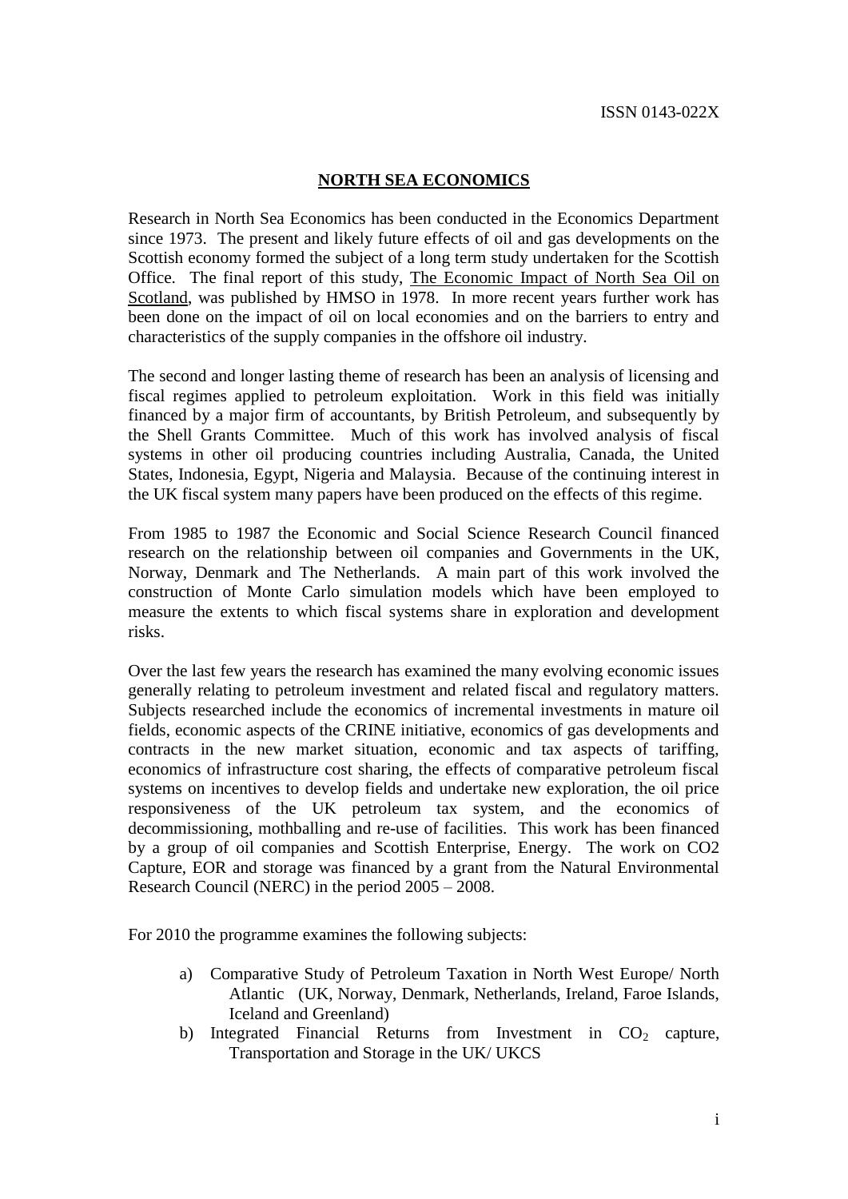ISSN 0143-022X

## NORTH SEA ECONOMICS

Research in North Sea Economics has been conducted in the Economics Department since 1973. The present and likely future effects of oil and gas developments on the Scottish economy formed the subject of a long term study undertaken for the Scottish Office. The final report of this study, The Economic Impact of North Sea Oil on Scotland, was published by HMSO in 1978. In more recent years further work has been done on the impact of oil on local economies and on the barriers to entry and characteristics of the supply companies in the offshore oil industry.

The second and longer lasting theme of research has been an analysis of licensing and fiscal regimes applied to petroleum exploitation. Work in this field was initially financed by a major firm of accountants, by British Petroleum, and subsequently by the Shell Grants Committee. Much of this work has involved analysis of fiscal systems in other oil producing countries including Australia, Canada, the United States, Indonesia, Egypt, Nigeria and Malaysia. Because of the continuing interest in the UK fiscal system many papers have been produced on the effects of this regime.

From 1985 to 1987 the Economic and Social Science Research Council financed research on the relationship between oil companies and Governments in the UK, Norway, Denmark and The Netherlands. A main part of this work involved the construction of Monte Carlo simulation models which have been employed to measure the extents to which fiscal systems share in exploration and development risks.

Over the last few years the research has examined the many evolving economic issues generally relating to petroleum investment and related fiscal and regulatory matters. Subjects researched include the economics of incremental investments in mature oil fields, economic aspects of the CRINE initiative, economics of gas developments and contracts in the new market situation, economic and tax aspects of tariffing, economics of infrastructure cost sharing, the effects of comparative petroleum fiscal systems on incentives to develop fields and undertake new exploration, the oil price responsiveness of the UK petroleum tax system, and the economics of decommissioning, mothballing and re-use of facilities. This work has been financed by a group of oil companies and Scottish Enterprise, Energy. The work on CO2 Capture, EOR and storage was financed by a grant from the Natural Environmental Research Council (NERC) in the period 2005 – 2008.

For 2010 the programme examines the following subjects:

a) Comparative Study of Petroleum Taxation in North West Europe/ North Atlantic (UK, Norway, Denmark, Netherlands, Ireland, Faroe Islands, Iceland and Greenland)
b) Integrated Financial Returns from Investment in $CO_2$ capture, Transportation and Storage in the UK/ UKCS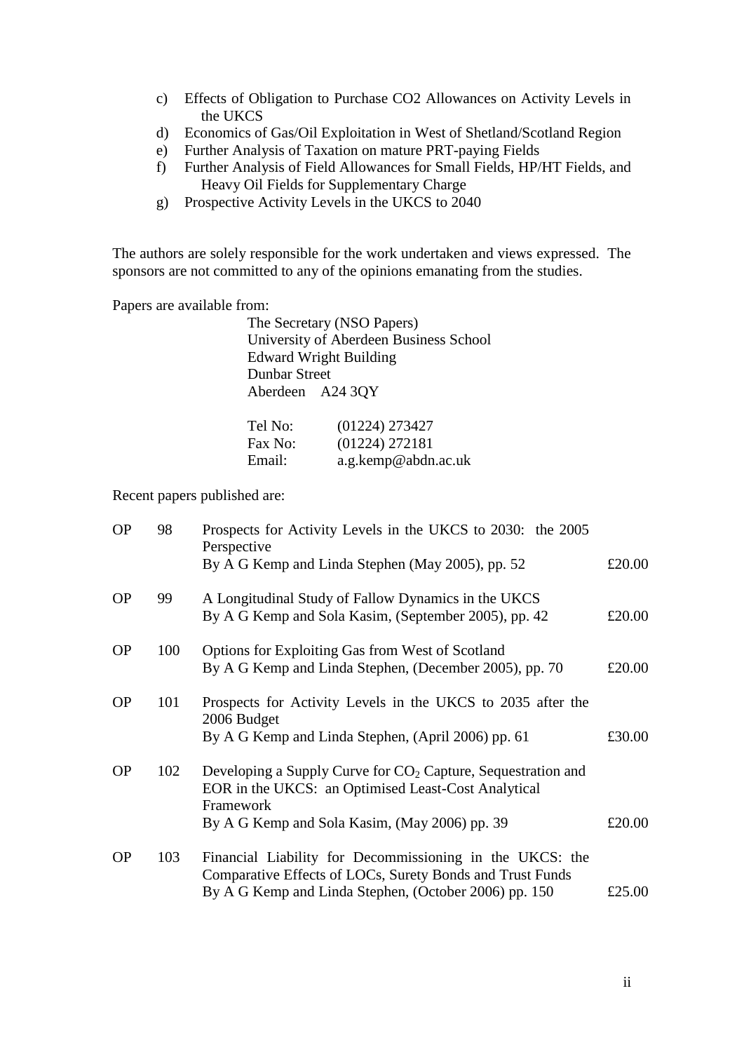c) Effects of Obligation to Purchase CO2 Allowances on Activity Levels in the UKCS
d) Economics of Gas/Oil Exploitation in West of Shetland/Scotland Region
e) Further Analysis of Taxation on mature PRT-paying Fields
f) Further Analysis of Field Allowances for Small Fields, HP/HT Fields, and Heavy Oil Fields for Supplementary Charge
g) Prospective Activity Levels in the UKCS to 2040

The authors are solely responsible for the work undertaken and views expressed. The sponsors are not committed to any of the opinions emanating from the studies.

Papers are available from:

The Secretary (NSO Papers)
University of Aberdeen Business School
Edward Wright Building
Dunbar Street
Aberdeen A24 3QY

Tel No: (01224) 273427
Fax No: (01224) 272181
Email: a.g.kemp@abdn.ac.uk

Recent papers published are:

| | | | |
|---|---|---|---|
| OP | 98 | Prospects for Activity Levels in the UKCS to 2030: the 2005 Perspective<br>By A G Kemp and Linda Stephen (May 2005), pp. 52 | £20.00 |
| OP | 99 | A Longitudinal Study of Fallow Dynamics in the UKCS<br>By A G Kemp and Sola Kasim, (September 2005), pp. 42 | £20.00 |
| OP | 100 | Options for Exploiting Gas from West of Scotland<br>By A G Kemp and Linda Stephen, (December 2005), pp. 70 | £20.00 |
| OP | 101 | Prospects for Activity Levels in the UKCS to 2035 after the 2006 Budget<br>By A G Kemp and Linda Stephen, (April 2006) pp. 61 | £30.00 |
| OP | 102 | Developing a Supply Curve for $CO_2$ Capture, Sequestration and EOR in the UKCS: an Optimised Least-Cost Analytical Framework<br>By A G Kemp and Sola Kasim, (May 2006) pp. 39 | £20.00 |
| OP | 103 | Financial Liability for Decommissioning in the UKCS: the Comparative Effects of LOCs, Surety Bonds and Trust Funds<br>By A G Kemp and Linda Stephen, (October 2006) pp. 150 | £25.00 |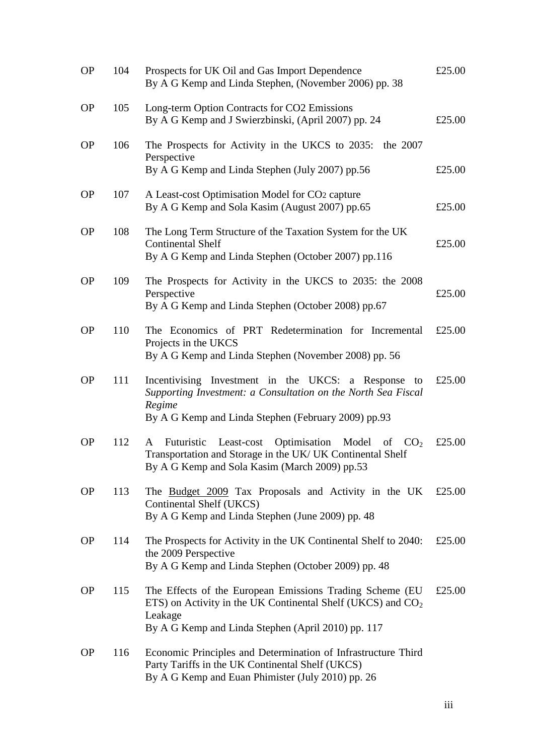| | | | |
|---|---|---|---|
| OP | 104 | Prospects for UK Oil and Gas Import Dependence<br>By A G Kemp and Linda Stephen, (November 2006) pp. 38 | £25.00 |
| OP | 105 | Long-term Option Contracts for CO2 Emissions<br>By A G Kemp and J Swierzbinski, (April 2007) pp. 24 | £25.00 |
| OP | 106 | The Prospects for Activity in the UKCS to 2035: the 2007 Perspective<br>By A G Kemp and Linda Stephen (July 2007) pp.56 | £25.00 |
| OP | 107 | A Least-cost Optimisation Model for $CO_2$ capture<br>By A G Kemp and Sola Kasim (August 2007) pp.65 | £25.00 |
| OP | 108 | The Long Term Structure of the Taxation System for the UK Continental Shelf<br>By A G Kemp and Linda Stephen (October 2007) pp.116 | £25.00 |
| OP | 109 | The Prospects for Activity in the UKCS to 2035: the 2008 Perspective<br>By A G Kemp and Linda Stephen (October 2008) pp.67 | £25.00 |
| OP | 110 | The Economics of PRT Redetermination for Incremental Projects in the UKCS<br>By A G Kemp and Linda Stephen (November 2008) pp. 56 | £25.00 |
| OP | 111 | Incentivising Investment in the UKCS: a Response to *Supporting Investment: a Consultation on the North Sea Fiscal Regime*<br>By A G Kemp and Linda Stephen (February 2009) pp.93 | £25.00 |
| OP | 112 | A Futuristic Least-cost Optimisation Model of $CO_2$ Transportation and Storage in the UK/ UK Continental Shelf<br>By A G Kemp and Sola Kasim (March 2009) pp.53 | £25.00 |
| OP | 113 | The Budget 2009 Tax Proposals and Activity in the UK Continental Shelf (UKCS)<br>By A G Kemp and Linda Stephen (June 2009) pp. 48 | £25.00 |
| OP | 114 | The Prospects for Activity in the UK Continental Shelf to 2040: the 2009 Perspective<br>By A G Kemp and Linda Stephen (October 2009) pp. 48 | £25.00 |
| OP | 115 | The Effects of the European Emissions Trading Scheme (EU ETS) on Activity in the UK Continental Shelf (UKCS) and $CO_2$ Leakage<br>By A G Kemp and Linda Stephen (April 2010) pp. 117 | £25.00 |
| OP | 116 | Economic Principles and Determination of Infrastructure Third Party Tariffs in the UK Continental Shelf (UKCS)<br>By A G Kemp and Euan Phimister (July 2010) pp. 26 | |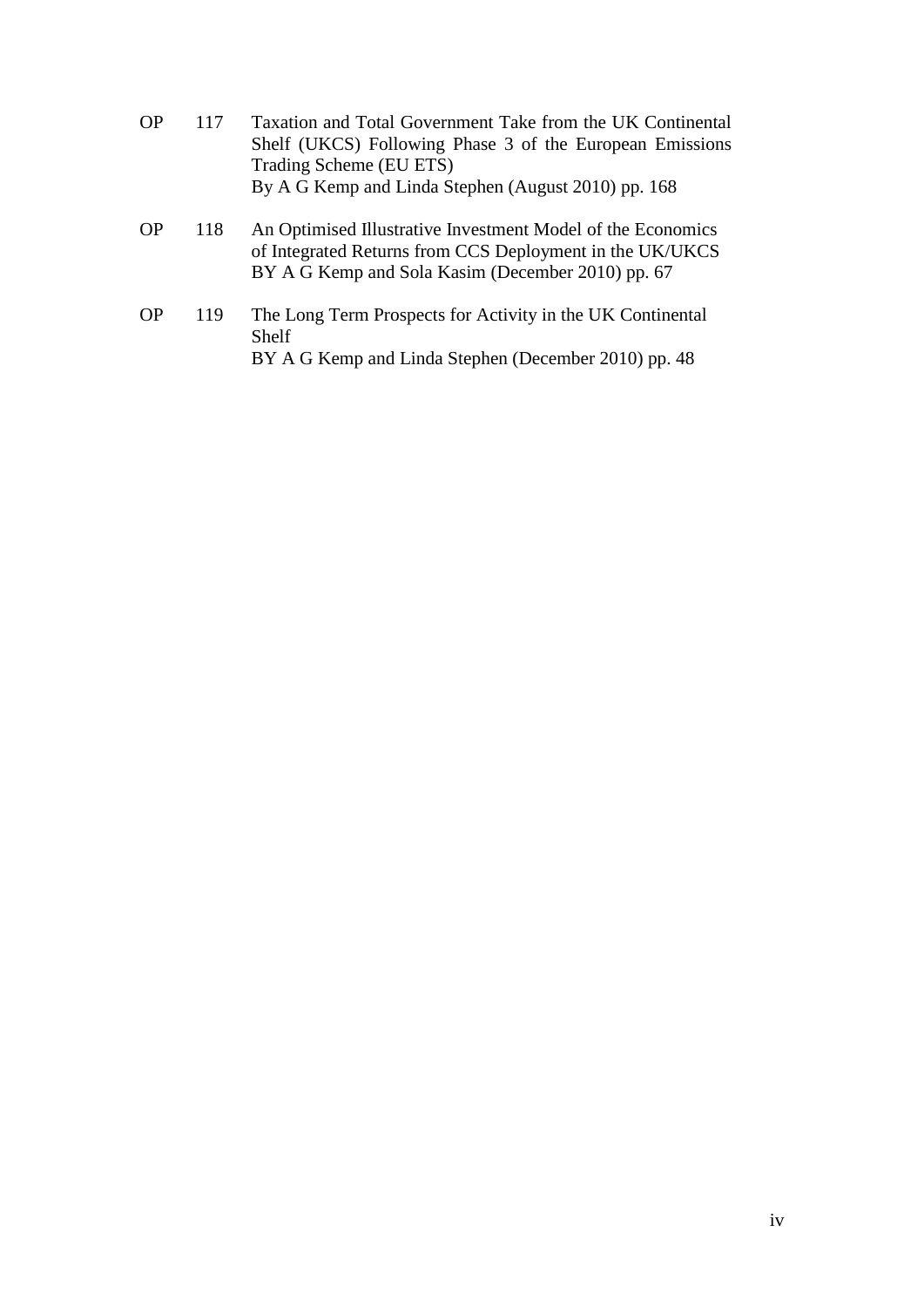OP 117 Taxation and Total Government Take from the UK Continental Shelf (UKCS) Following Phase 3 of the European Emissions Trading Scheme (EU ETS)
By A G Kemp and Linda Stephen (August 2010) pp. 168

OP 118 An Optimised Illustrative Investment Model of the Economics of Integrated Returns from CCS Deployment in the UK/UKCS
BY A G Kemp and Sola Kasim (December 2010) pp. 67

OP 119 The Long Term Prospects for Activity in the UK Continental Shelf
BY A G Kemp and Linda Stephen (December 2010) pp. 48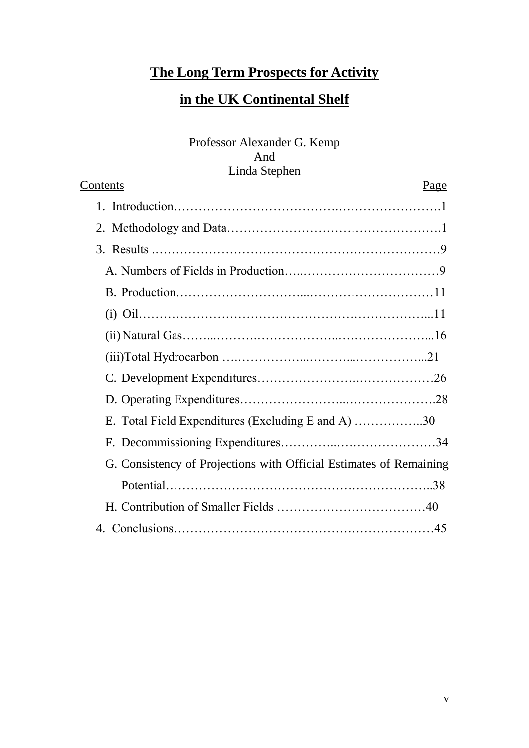# The Long Term Prospects for Activity in the UK Continental Shelf

Professor Alexander G. Kemp
And
Linda Stephen

| Contents | Page |
|---|---|
| 1. Introduction | 1 |
| 2. Methodology and Data | 1 |
| 3. Results | 9 |
| A. Numbers of Fields in Production | 9 |
| B. Production | 11 |
| (i) Oil | 11 |
| (ii) Natural Gas | 16 |
| (iii) Total Hydrocarbon | 21 |
| C. Development Expenditures | 26 |
| D. Operating Expenditures | 28 |
| E. Total Field Expenditures (Excluding E and A) | 30 |
| F. Decommissioning Expenditures | 34 |
| G. Consistency of Projections with Official Estimates of Remaining Potential | 38 |
| H. Contribution of Smaller Fields | 40 |
| 4. Conclusions | 45 |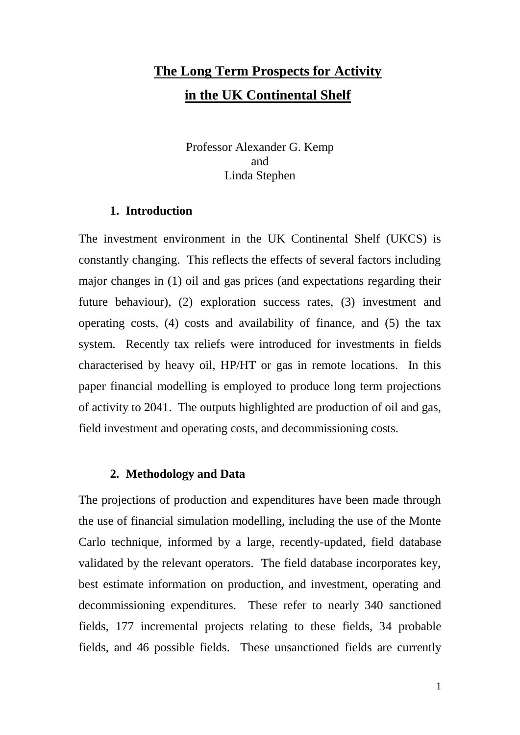# The Long Term Prospects for Activity in the UK Continental Shelf

Professor Alexander G. Kemp
and
Linda Stephen

## 1. Introduction

The investment environment in the UK Continental Shelf (UKCS) is constantly changing. This reflects the effects of several factors including major changes in (1) oil and gas prices (and expectations regarding their future behaviour), (2) exploration success rates, (3) investment and operating costs, (4) costs and availability of finance, and (5) the tax system. Recently tax reliefs were introduced for investments in fields characterised by heavy oil, HP/HT or gas in remote locations. In this paper financial modelling is employed to produce long term projections of activity to 2041. The outputs highlighted are production of oil and gas, field investment and operating costs, and decommissioning costs.

## 2. Methodology and Data

The projections of production and expenditures have been made through the use of financial simulation modelling, including the use of the Monte Carlo technique, informed by a large, recently-updated, field database validated by the relevant operators. The field database incorporates key, best estimate information on production, and investment, operating and decommissioning expenditures. These refer to nearly 340 sanctioned fields, 177 incremental projects relating to these fields, 34 probable fields, and 46 possible fields. These unsanctioned fields are currently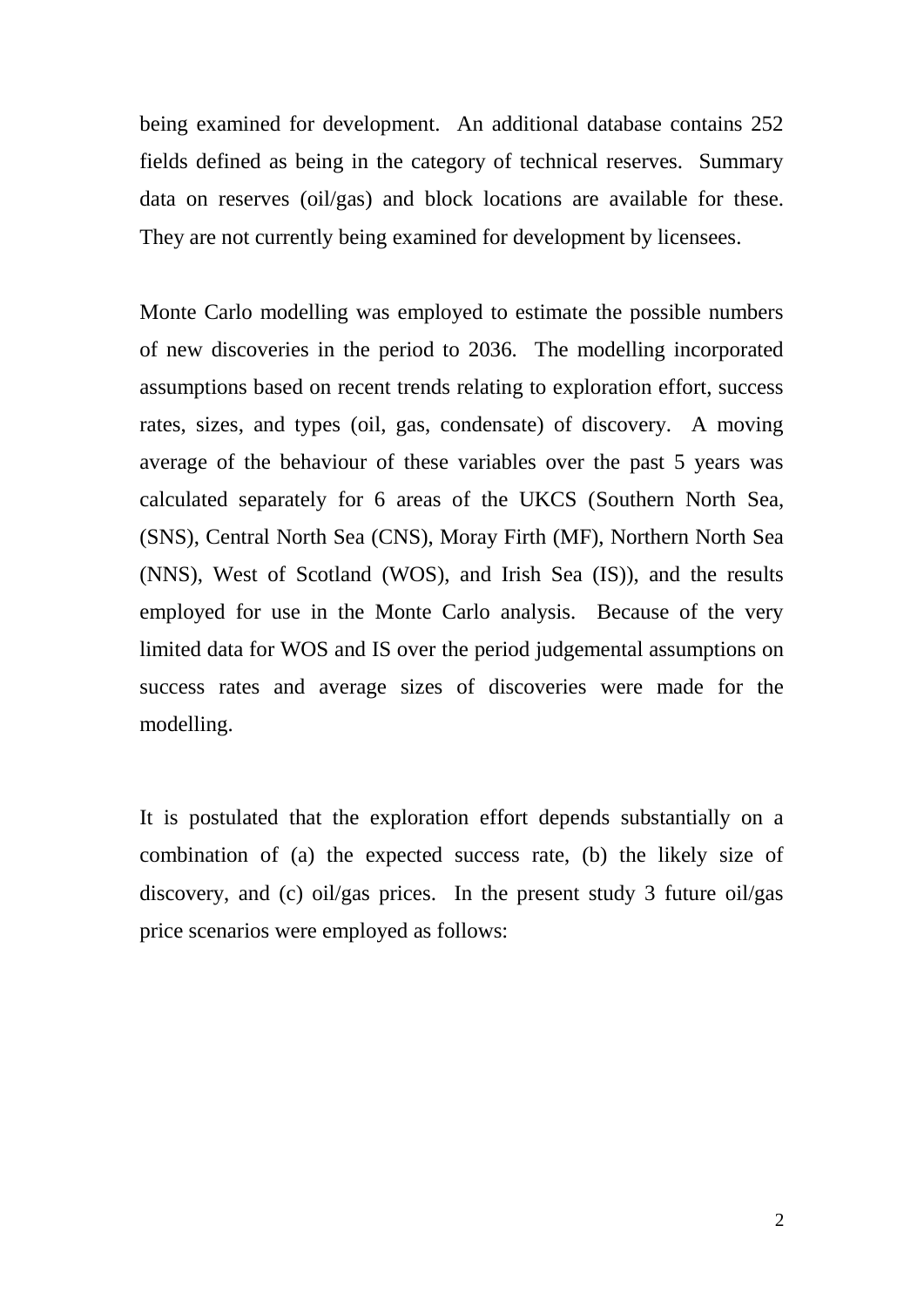being examined for development. An additional database contains 252 fields defined as being in the category of technical reserves. Summary data on reserves (oil/gas) and block locations are available for these. They are not currently being examined for development by licensees.

Monte Carlo modelling was employed to estimate the possible numbers of new discoveries in the period to 2036. The modelling incorporated assumptions based on recent trends relating to exploration effort, success rates, sizes, and types (oil, gas, condensate) of discovery. A moving average of the behaviour of these variables over the past 5 years was calculated separately for 6 areas of the UKCS (Southern North Sea, (SNS), Central North Sea (CNS), Moray Firth (MF), Northern North Sea (NNS), West of Scotland (WOS), and Irish Sea (IS)), and the results employed for use in the Monte Carlo analysis. Because of the very limited data for WOS and IS over the period judgemental assumptions on success rates and average sizes of discoveries were made for the modelling.

It is postulated that the exploration effort depends substantially on a combination of (a) the expected success rate, (b) the likely size of discovery, and (c) oil/gas prices. In the present study 3 future oil/gas price scenarios were employed as follows: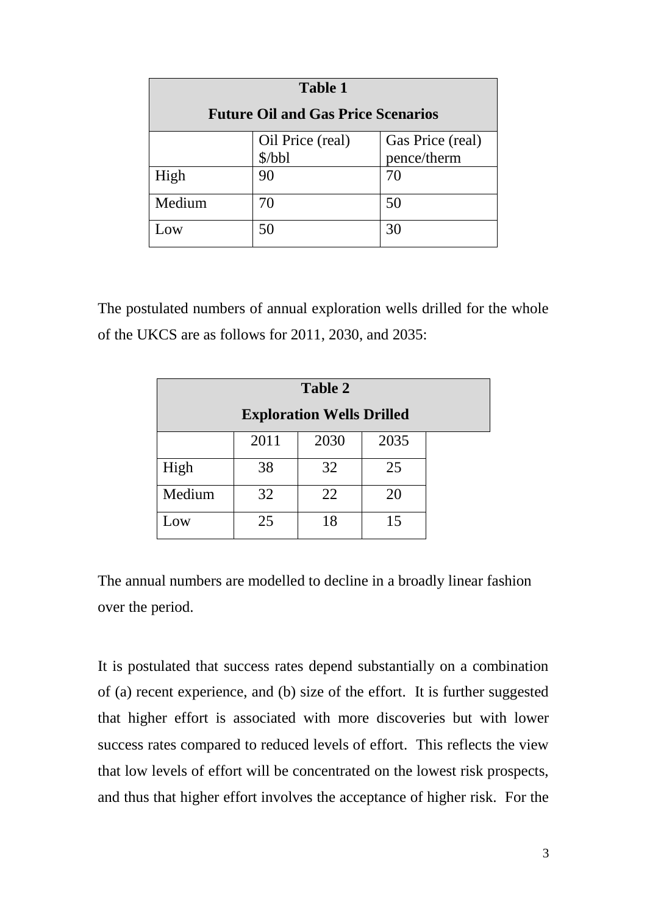| Table 1<br>Future Oil and Gas Price Scenarios | | |
|---|---|---|
| | Oil Price (real) $/bbl | Gas Price (real) pence/therm |
| High | 90 | 70 |
| Medium | 70 | 50 |
| Low | 50 | 30 |

The postulated numbers of annual exploration wells drilled for the whole of the UKCS are as follows for 2011, 2030, and 2035:

| Table 2<br>Exploration Wells Drilled | | | |
|---|---|---|---|
| | 2011 | 2030 | 2035 |
| High | 38 | 32 | 25 |
| Medium | 32 | 22 | 20 |
| Low | 25 | 18 | 15 |

The annual numbers are modelled to decline in a broadly linear fashion over the period.

It is postulated that success rates depend substantially on a combination of (a) recent experience, and (b) size of the effort. It is further suggested that higher effort is associated with more discoveries but with lower success rates compared to reduced levels of effort. This reflects the view that low levels of effort will be concentrated on the lowest risk prospects, and thus that higher effort involves the acceptance of higher risk. For the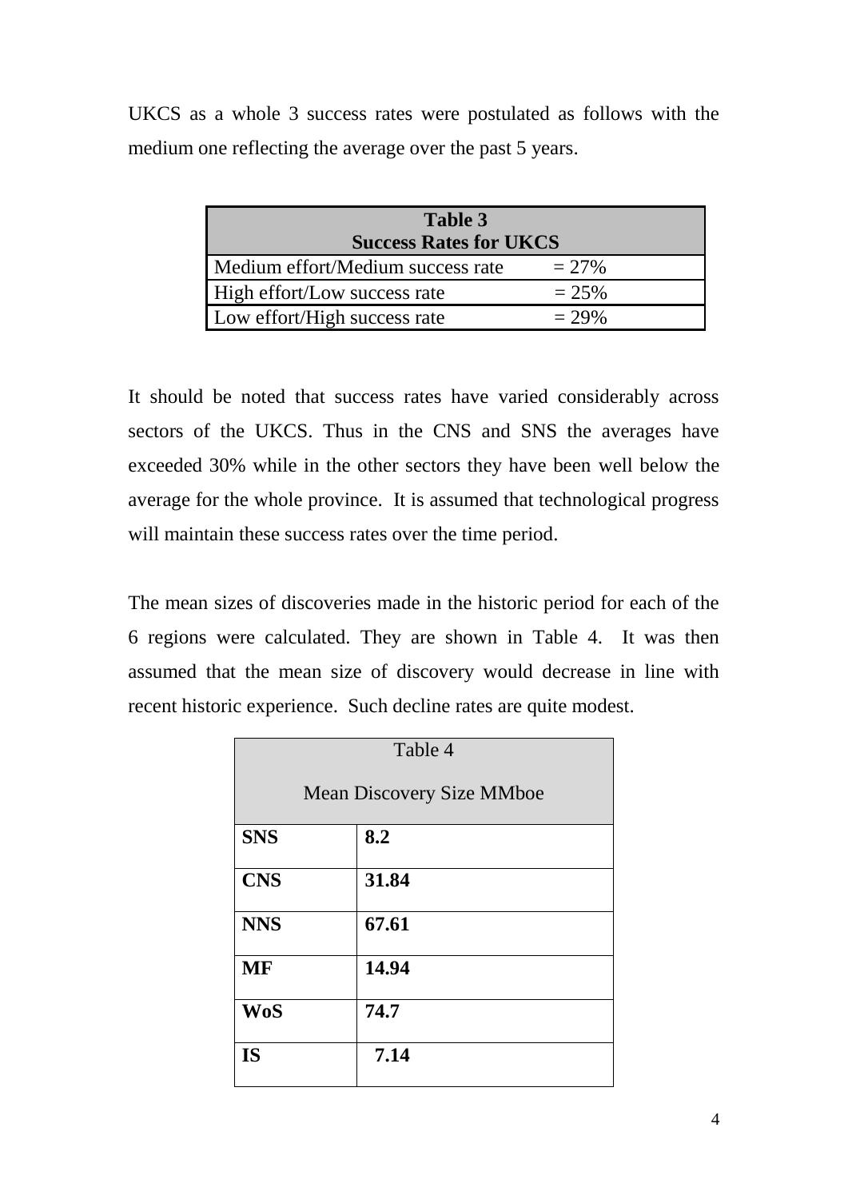UKCS as a whole 3 success rates were postulated as follows with the medium one reflecting the average over the past 5 years.

| **Table 3 Success Rates for UKCS** | |
|---|---|
| Medium effort/Medium success rate | = 27% |
| High effort/Low success rate | = 25% |
| Low effort/High success rate | = 29% |

It should be noted that success rates have varied considerably across sectors of the UKCS. Thus in the CNS and SNS the averages have exceeded 30% while in the other sectors they have been well below the average for the whole province. It is assumed that technological progress will maintain these success rates over the time period.

The mean sizes of discoveries made in the historic period for each of the 6 regions were calculated. They are shown in Table 4. It was then assumed that the mean size of discovery would decrease in line with recent historic experience. Such decline rates are quite modest.

| Table 4 Mean Discovery Size MMboe | |
|---|---|
| **SNS** | **8.2** |
| **CNS** | **31.84** |
| **NNS** | **67.61** |
| **MF** | **14.94** |
| **WoS** | **74.7** |
| **IS** | **7.14** |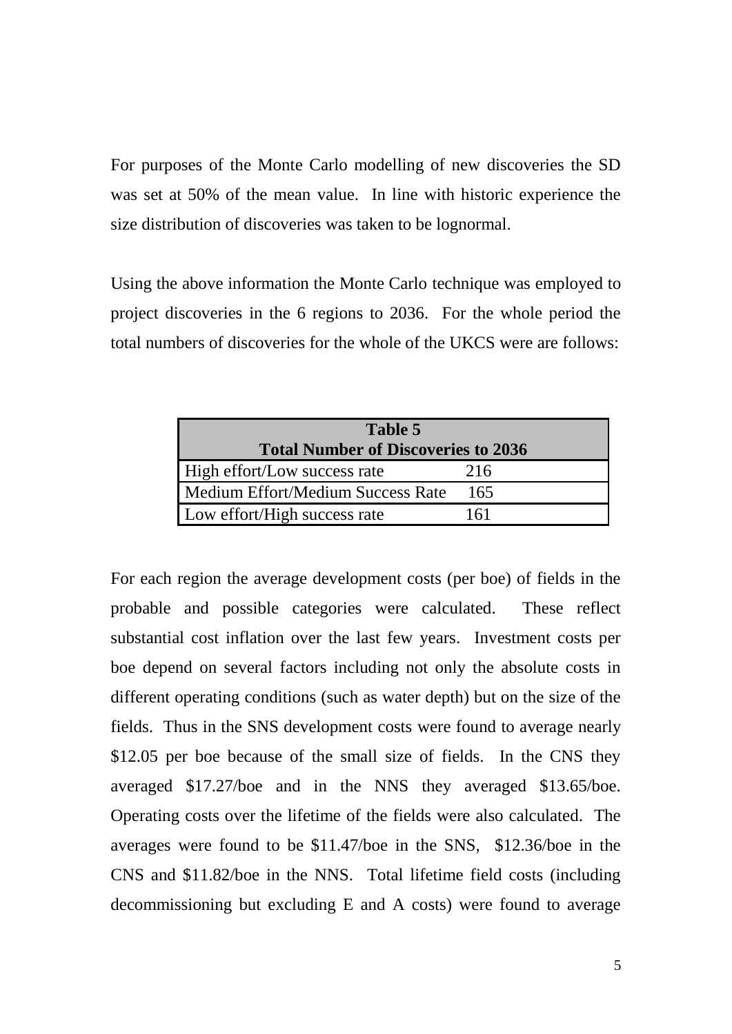For purposes of the Monte Carlo modelling of new discoveries the SD was set at 50% of the mean value. In line with historic experience the size distribution of discoveries was taken to be lognormal.

Using the above information the Monte Carlo technique was employed to project discoveries in the 6 regions to 2036. For the whole period the total numbers of discoveries for the whole of the UKCS were are follows:

| **Table 5**<br>**Total Number of Discoveries to 2036** | |
|---|---|
| High effort/Low success rate | 216 |
| Medium Effort/Medium Success Rate | 165 |
| Low effort/High success rate | 161 |

For each region the average development costs (per boe) of fields in the probable and possible categories were calculated. These reflect substantial cost inflation over the last few years. Investment costs per boe depend on several factors including not only the absolute costs in different operating conditions (such as water depth) but on the size of the fields. Thus in the SNS development costs were found to average nearly $12.05 per boe because of the small size of fields. In the CNS they averaged $17.27/boe and in the NNS they averaged $13.65/boe. Operating costs over the lifetime of the fields were also calculated. The averages were found to be $11.47/boe in the SNS, $12.36/boe in the CNS and $11.82/boe in the NNS. Total lifetime field costs (including decommissioning but excluding E and A costs) were found to average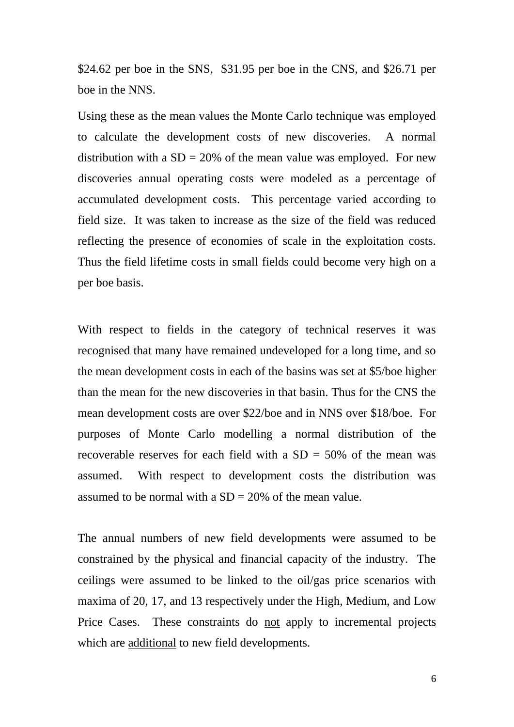$24.62 per boe in the SNS, $31.95 per boe in the CNS, and $26.71 per boe in the NNS.

Using these as the mean values the Monte Carlo technique was employed to calculate the development costs of new discoveries. A normal distribution with a SD = 20% of the mean value was employed. For new discoveries annual operating costs were modeled as a percentage of accumulated development costs. This percentage varied according to field size. It was taken to increase as the size of the field was reduced reflecting the presence of economies of scale in the exploitation costs. Thus the field lifetime costs in small fields could become very high on a per boe basis.

With respect to fields in the category of technical reserves it was recognised that many have remained undeveloped for a long time, and so the mean development costs in each of the basins was set at $5/boe higher than the mean for the new discoveries in that basin. Thus for the CNS the mean development costs are over $22/boe and in NNS over $18/boe. For purposes of Monte Carlo modelling a normal distribution of the recoverable reserves for each field with a SD = 50% of the mean was assumed. With respect to development costs the distribution was assumed to be normal with a SD = 20% of the mean value.

The annual numbers of new field developments were assumed to be constrained by the physical and financial capacity of the industry. The ceilings were assumed to be linked to the oil/gas price scenarios with maxima of 20, 17, and 13 respectively under the High, Medium, and Low Price Cases. These constraints do <u>not</u> apply to incremental projects which are <u>additional</u> to new field developments.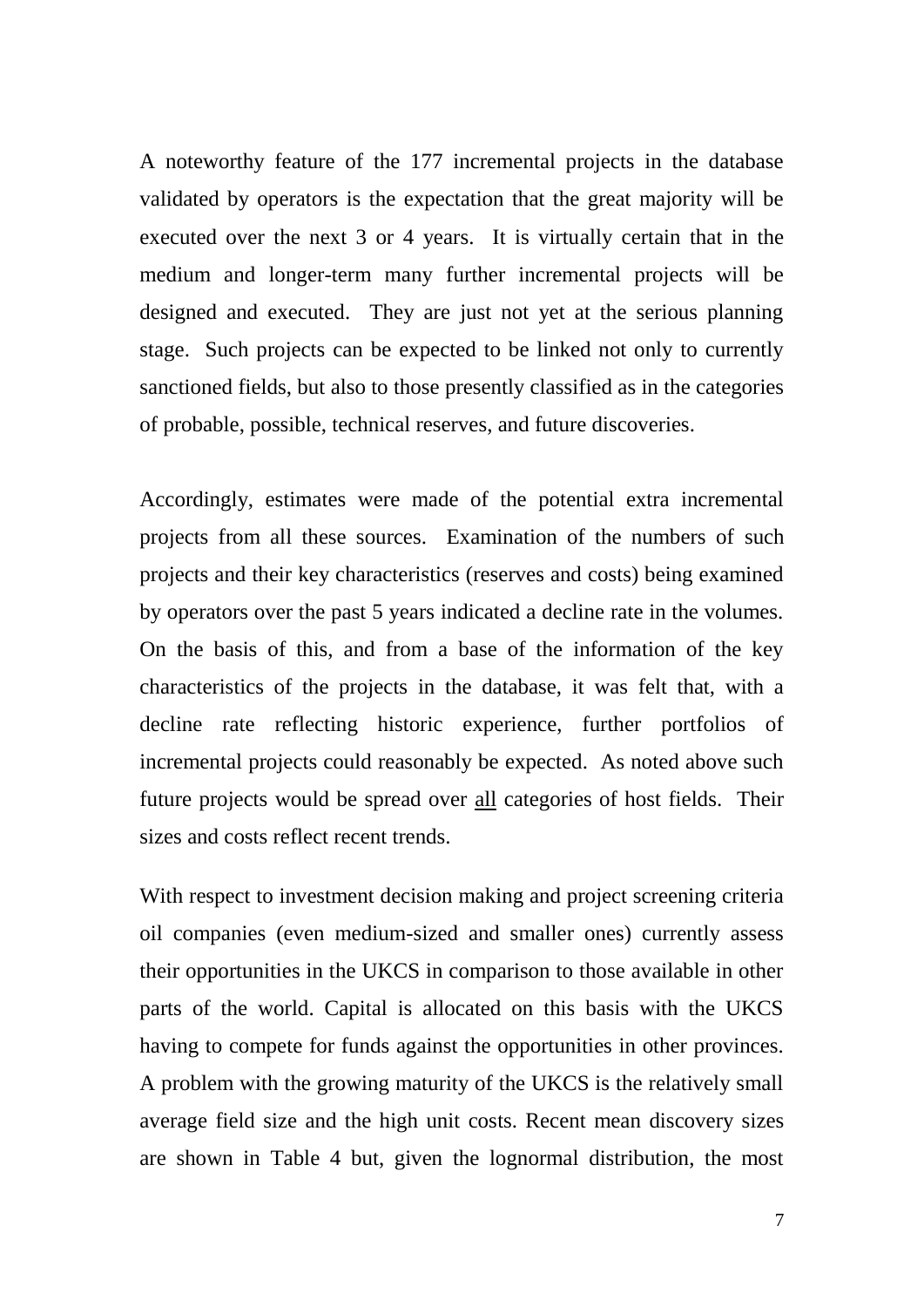A noteworthy feature of the 177 incremental projects in the database validated by operators is the expectation that the great majority will be executed over the next 3 or 4 years. It is virtually certain that in the medium and longer-term many further incremental projects will be designed and executed. They are just not yet at the serious planning stage. Such projects can be expected to be linked not only to currently sanctioned fields, but also to those presently classified as in the categories of probable, possible, technical reserves, and future discoveries.

Accordingly, estimates were made of the potential extra incremental projects from all these sources. Examination of the numbers of such projects and their key characteristics (reserves and costs) being examined by operators over the past 5 years indicated a decline rate in the volumes. On the basis of this, and from a base of the information of the key characteristics of the projects in the database, it was felt that, with a decline rate reflecting historic experience, further portfolios of incremental projects could reasonably be expected. As noted above such future projects would be spread over <u>all</u> categories of host fields. Their sizes and costs reflect recent trends.

With respect to investment decision making and project screening criteria oil companies (even medium-sized and smaller ones) currently assess their opportunities in the UKCS in comparison to those available in other parts of the world. Capital is allocated on this basis with the UKCS having to compete for funds against the opportunities in other provinces. A problem with the growing maturity of the UKCS is the relatively small average field size and the high unit costs. Recent mean discovery sizes are shown in Table 4 but, given the lognormal distribution, the most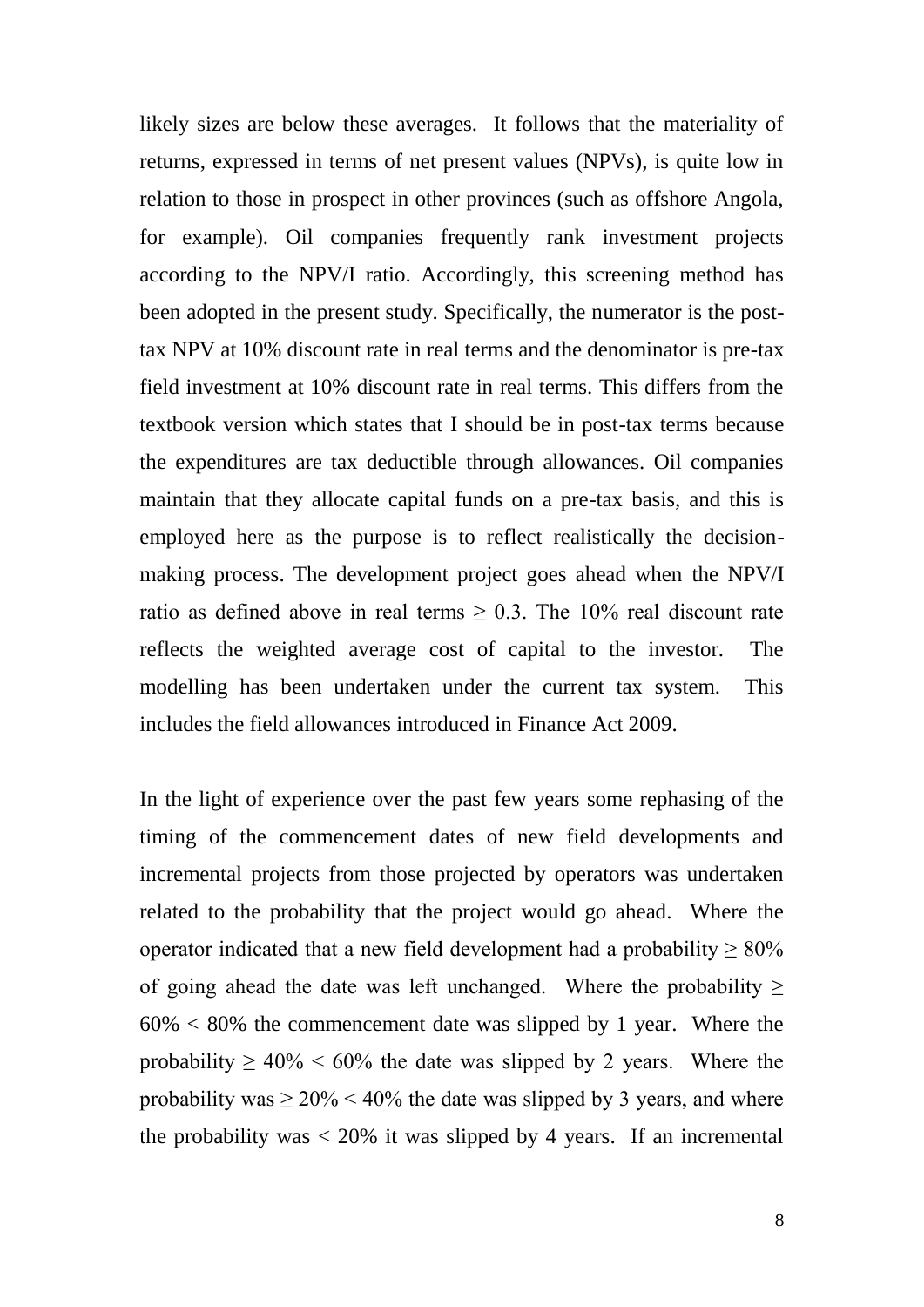likely sizes are below these averages. It follows that the materiality of returns, expressed in terms of net present values (NPVs), is quite low in relation to those in prospect in other provinces (such as offshore Angola, for example). Oil companies frequently rank investment projects according to the NPV/I ratio. Accordingly, this screening method has been adopted in the present study. Specifically, the numerator is the post-tax NPV at 10% discount rate in real terms and the denominator is pre-tax field investment at 10% discount rate in real terms. This differs from the textbook version which states that I should be in post-tax terms because the expenditures are tax deductible through allowances. Oil companies maintain that they allocate capital funds on a pre-tax basis, and this is employed here as the purpose is to reflect realistically the decision-making process. The development project goes ahead when the NPV/I ratio as defined above in real terms $\geq 0.3$. The 10% real discount rate reflects the weighted average cost of capital to the investor. The modelling has been undertaken under the current tax system. This includes the field allowances introduced in Finance Act 2009.

In the light of experience over the past few years some rephasing of the timing of the commencement dates of new field developments and incremental projects from those projected by operators was undertaken related to the probability that the project would go ahead. Where the operator indicated that a new field development had a probability $\geq 80\%$ of going ahead the date was left unchanged. Where the probability $\geq 60\% < 80\%$ the commencement date was slipped by 1 year. Where the probability $\geq 40\% < 60\%$ the date was slipped by 2 years. Where the probability was $\geq 20\% < 40\%$ the date was slipped by 3 years, and where the probability was $< 20\%$ it was slipped by 4 years. If an incremental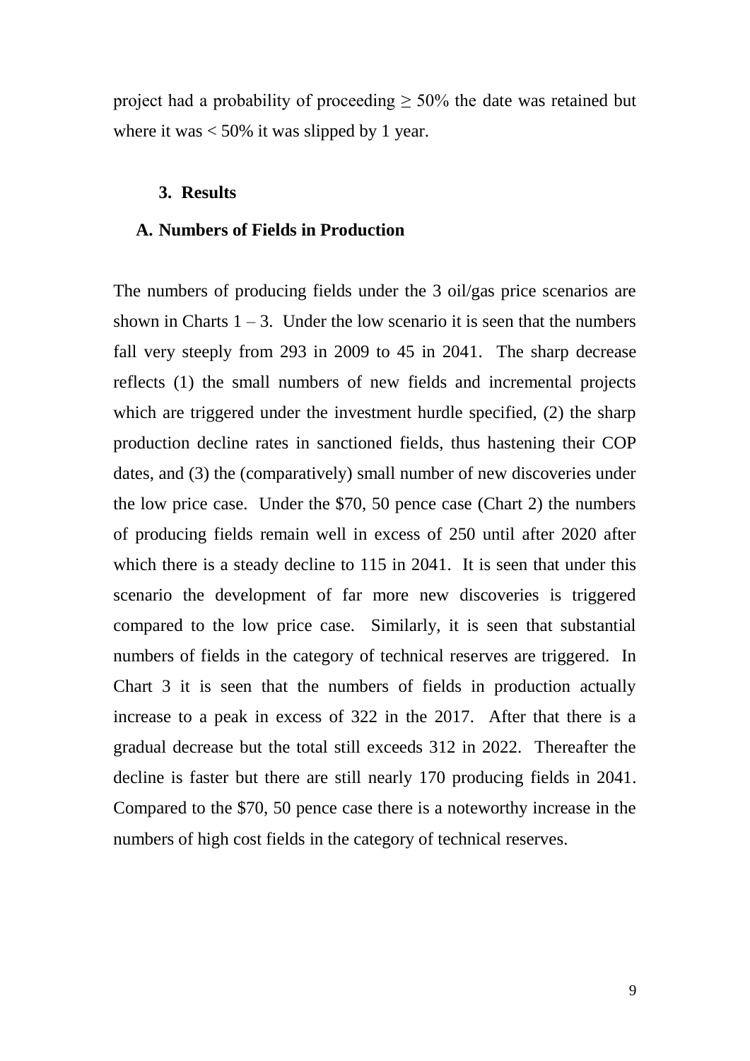project had a probability of proceeding $\geq$ 50% the date was retained but where it was < 50% it was slipped by 1 year.

## 3. Results

### A. Numbers of Fields in Production

The numbers of producing fields under the 3 oil/gas price scenarios are shown in Charts 1 – 3. Under the low scenario it is seen that the numbers fall very steeply from 293 in 2009 to 45 in 2041. The sharp decrease reflects (1) the small numbers of new fields and incremental projects which are triggered under the investment hurdle specified, (2) the sharp production decline rates in sanctioned fields, thus hastening their COP dates, and (3) the (comparatively) small number of new discoveries under the low price case. Under the \$70, 50 pence case (Chart 2) the numbers of producing fields remain well in excess of 250 until after 2020 after which there is a steady decline to 115 in 2041. It is seen that under this scenario the development of far more new discoveries is triggered compared to the low price case. Similarly, it is seen that substantial numbers of fields in the category of technical reserves are triggered. In Chart 3 it is seen that the numbers of fields in production actually increase to a peak in excess of 322 in the 2017. After that there is a gradual decrease but the total still exceeds 312 in 2022. Thereafter the decline is faster but there are still nearly 170 producing fields in 2041. Compared to the \$70, 50 pence case there is a noteworthy increase in the numbers of high cost fields in the category of technical reserves.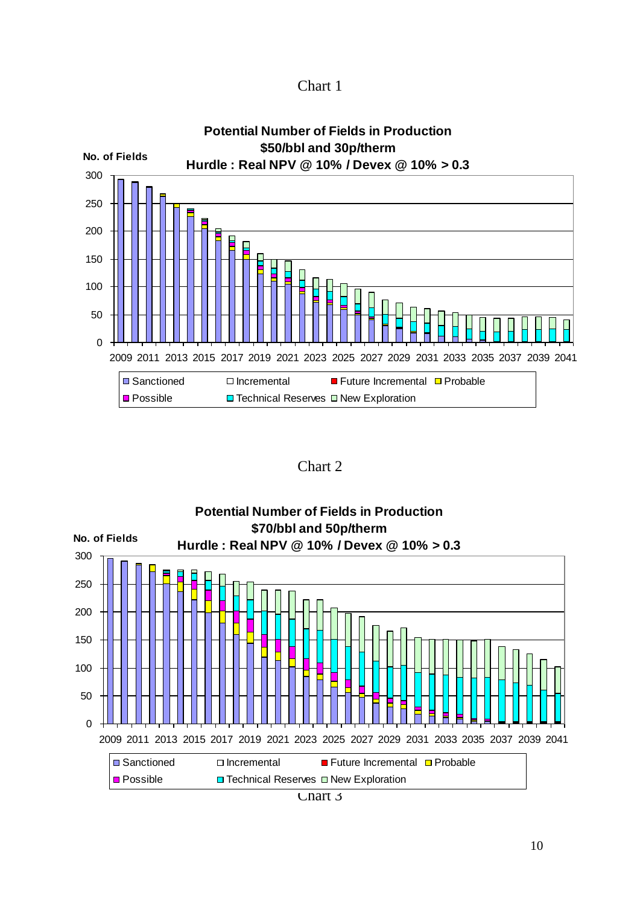Chart 1

**Potential Number of Fields in Production**
**$50/bbl and 30p/therm**
**Hurdle : Real NPV @ 10% / Devex @ 10% > 0.3**

No. of Fields

Legend: Sanctioned, Incremental, Future Incremental, Probable, Possible, Technical Reserves, New Exploration

Chart 2

**Potential Number of Fields in Production**
**$70/bbl and 50p/therm**
**Hurdle : Real NPV @ 10% / Devex @ 10% > 0.3**

No. of Fields

Legend: Sanctioned, Incremental, Future Incremental, Probable, Possible, Technical Reserves, New Exploration

Chart 3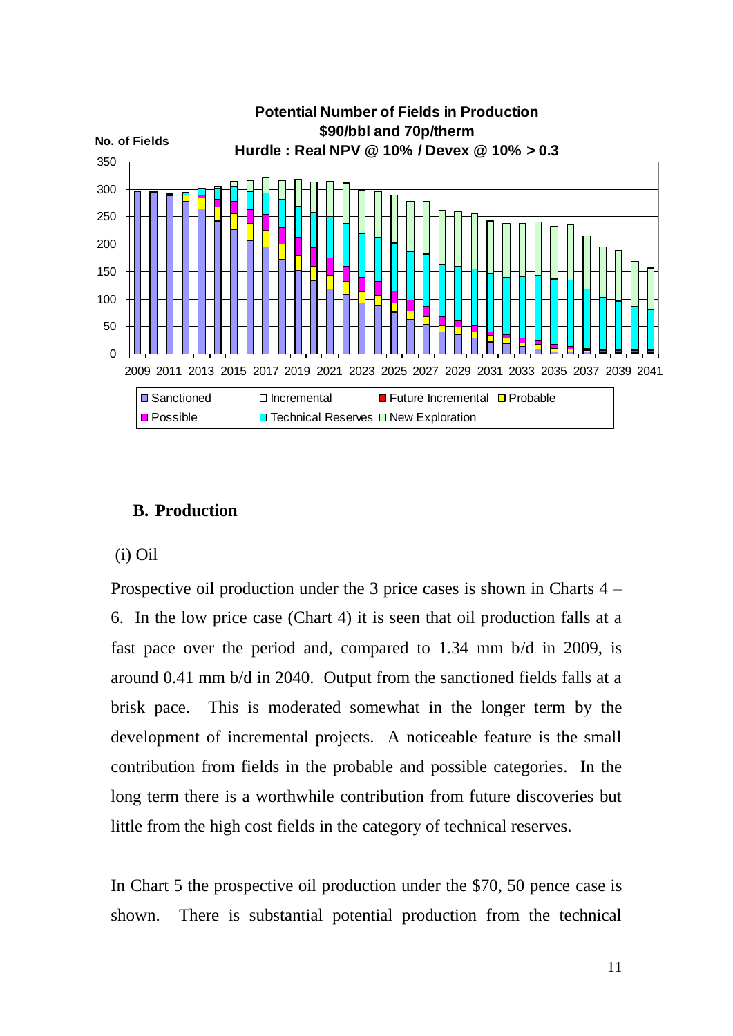**Potential Number of Fields in Production**
**$90/bbl and 70p/therm**
**Hurdle : Real NPV @ 10% / Devex @ 10% > 0.3**

No. of Fields

Sanctioned, Incremental, Future Incremental, Probable, Possible, Technical Reserves, New Exploration

## B. Production

(i) Oil

Prospective oil production under the 3 price cases is shown in Charts 4 – 6. In the low price case (Chart 4) it is seen that oil production falls at a fast pace over the period and, compared to 1.34 mm b/d in 2009, is around 0.41 mm b/d in 2040. Output from the sanctioned fields falls at a brisk pace. This is moderated somewhat in the longer term by the development of incremental projects. A noticeable feature is the small contribution from fields in the probable and possible categories. In the long term there is a worthwhile contribution from future discoveries but little from the high cost fields in the category of technical reserves.

In Chart 5 the prospective oil production under the $70, 50 pence case is shown. There is substantial potential production from the technical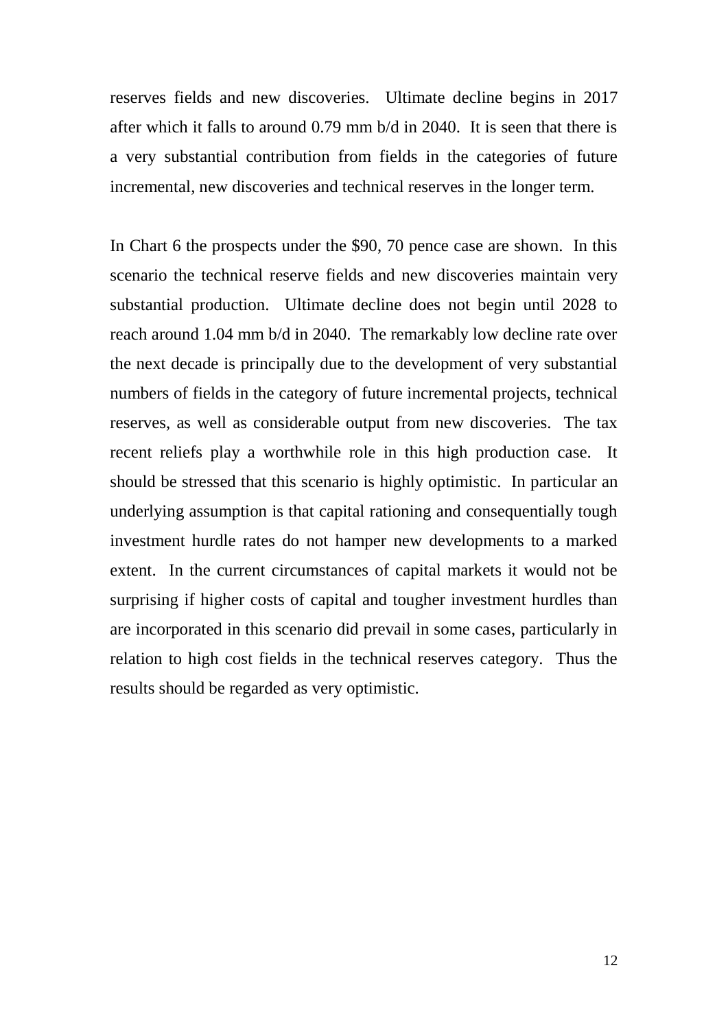reserves fields and new discoveries. Ultimate decline begins in 2017 after which it falls to around 0.79 mm b/d in 2040. It is seen that there is a very substantial contribution from fields in the categories of future incremental, new discoveries and technical reserves in the longer term.

In Chart 6 the prospects under the $90, 70 pence case are shown. In this scenario the technical reserve fields and new discoveries maintain very substantial production. Ultimate decline does not begin until 2028 to reach around 1.04 mm b/d in 2040. The remarkably low decline rate over the next decade is principally due to the development of very substantial numbers of fields in the category of future incremental projects, technical reserves, as well as considerable output from new discoveries. The tax recent reliefs play a worthwhile role in this high production case. It should be stressed that this scenario is highly optimistic. In particular an underlying assumption is that capital rationing and consequentially tough investment hurdle rates do not hamper new developments to a marked extent. In the current circumstances of capital markets it would not be surprising if higher costs of capital and tougher investment hurdles than are incorporated in this scenario did prevail in some cases, particularly in relation to high cost fields in the technical reserves category. Thus the results should be regarded as very optimistic.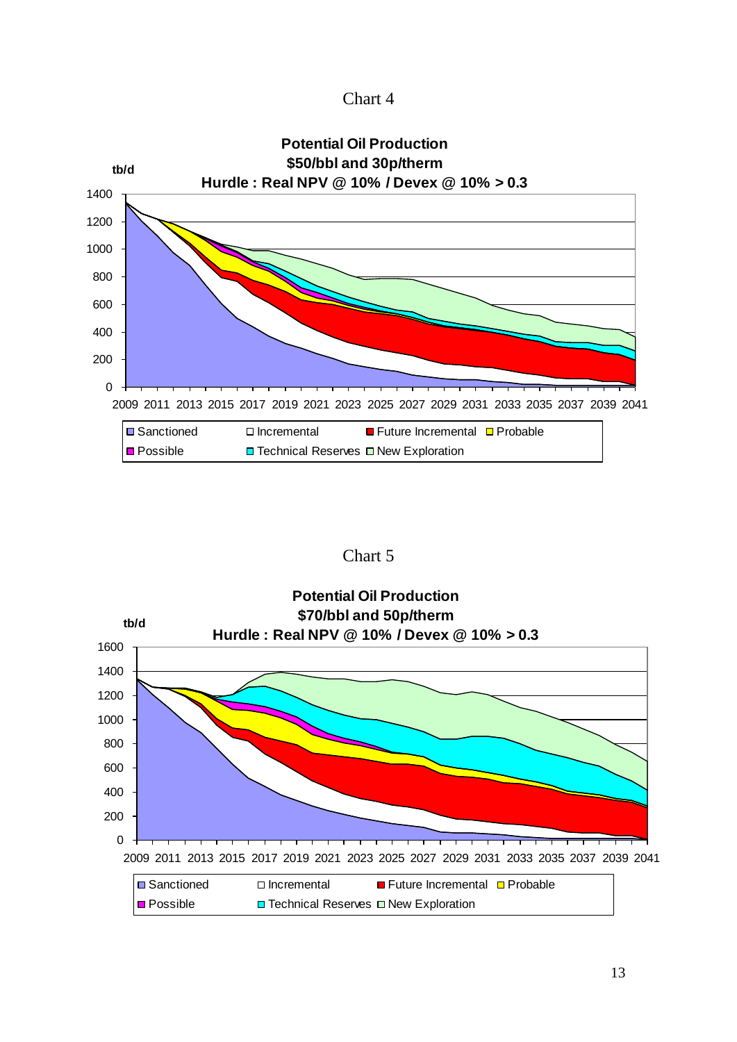Chart 4

**Potential Oil Production**
**$50/bbl and 30p/therm**
**Hurdle : Real NPV @ 10% / Devex @ 10% > 0.3**

tb/d

Legend: Sanctioned, Incremental, Future Incremental, Probable, Possible, Technical Reserves, New Exploration

Chart 5

**Potential Oil Production**
**$70/bbl and 50p/therm**
**Hurdle : Real NPV @ 10% / Devex @ 10% > 0.3**

tb/d

Legend: Sanctioned, Incremental, Future Incremental, Probable, Possible, Technical Reserves, New Exploration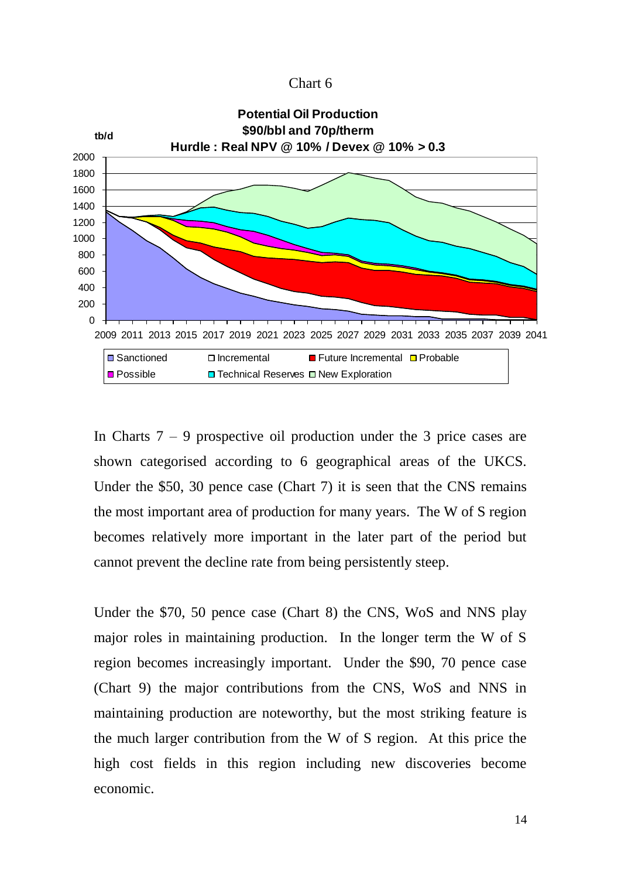Chart 6

**Potential Oil Production**
**$90/bbl and 70p/therm**
**Hurdle : Real NPV @ 10% / Devex @ 10% > 0.3**

**tb/d**

Legend: Sanctioned, Incremental, Future Incremental, Probable, Possible, Technical Reserves, New Exploration

In Charts 7 – 9 prospective oil production under the 3 price cases are shown categorised according to 6 geographical areas of the UKCS. Under the $50, 30 pence case (Chart 7) it is seen that the CNS remains the most important area of production for many years. The W of S region becomes relatively more important in the later part of the period but cannot prevent the decline rate from being persistently steep.

Under the $70, 50 pence case (Chart 8) the CNS, WoS and NNS play major roles in maintaining production. In the longer term the W of S region becomes increasingly important. Under the $90, 70 pence case (Chart 9) the major contributions from the CNS, WoS and NNS in maintaining production are noteworthy, but the most striking feature is the much larger contribution from the W of S region. At this price the high cost fields in this region including new discoveries become economic.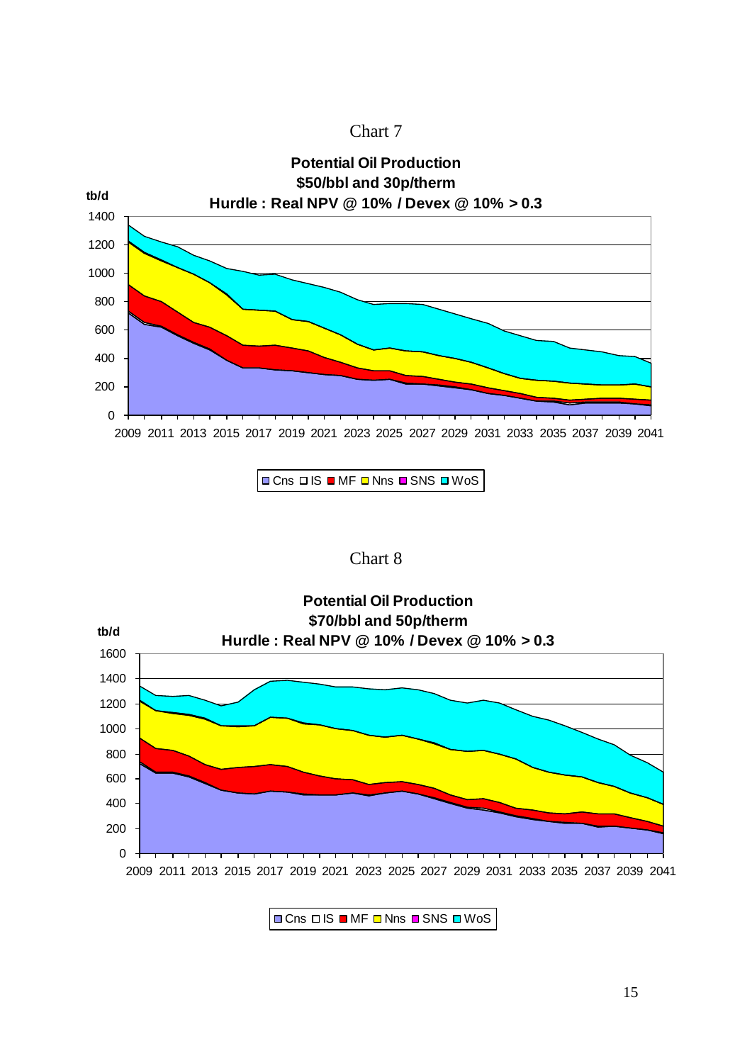Chart 7

**Potential Oil Production**
**$50/bbl and 30p/therm**
**Hurdle : Real NPV @ 10% / Devex @ 10% > 0.3**

tb/d

1400
1200
1000
800
600
400
200
0

2009 2011 2013 2015 2017 2019 2021 2023 2025 2027 2029 2031 2033 2035 2037 2039 2041

Cns IS MF Nns SNS WoS

Chart 8

**Potential Oil Production**
**$70/bbl and 50p/therm**
**Hurdle : Real NPV @ 10% / Devex @ 10% > 0.3**

tb/d

1600
1400
1200
1000
800
600
400
200
0

2009 2011 2013 2015 2017 2019 2021 2023 2025 2027 2029 2031 2033 2035 2037 2039 2041

Cns IS MF Nns SNS WoS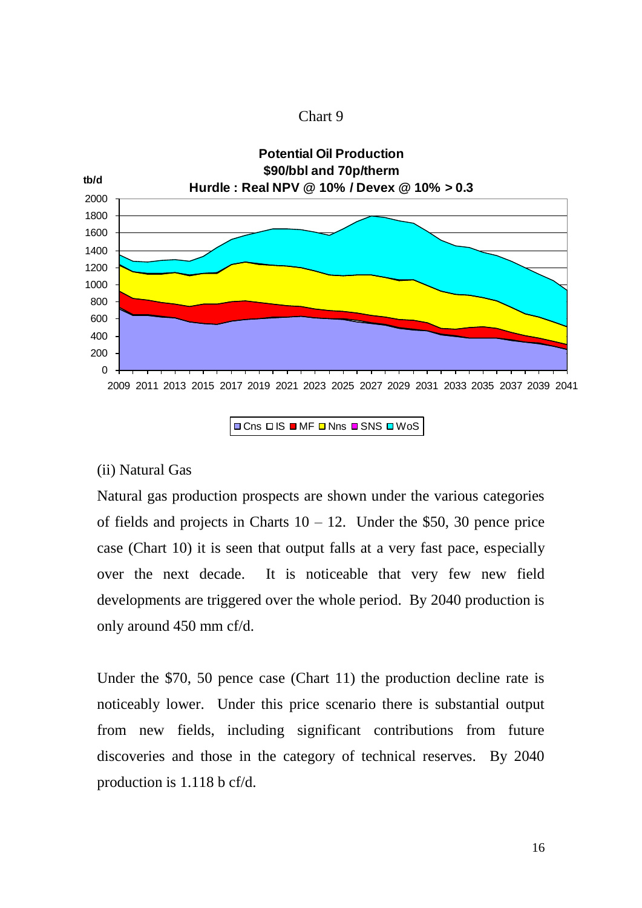Chart 9

**Potential Oil Production**
**$90/bbl and 70p/therm**
**Hurdle : Real NPV @ 10% / Devex @ 10% > 0.3**

(ii) Natural Gas

Natural gas production prospects are shown under the various categories of fields and projects in Charts 10 – 12. Under the $50, 30 pence price case (Chart 10) it is seen that output falls at a very fast pace, especially over the next decade. It is noticeable that very few new field developments are triggered over the whole period. By 2040 production is only around 450 mm cf/d.

Under the $70, 50 pence case (Chart 11) the production decline rate is noticeably lower. Under this price scenario there is substantial output from new fields, including significant contributions from future discoveries and those in the category of technical reserves. By 2040 production is 1.118 b cf/d.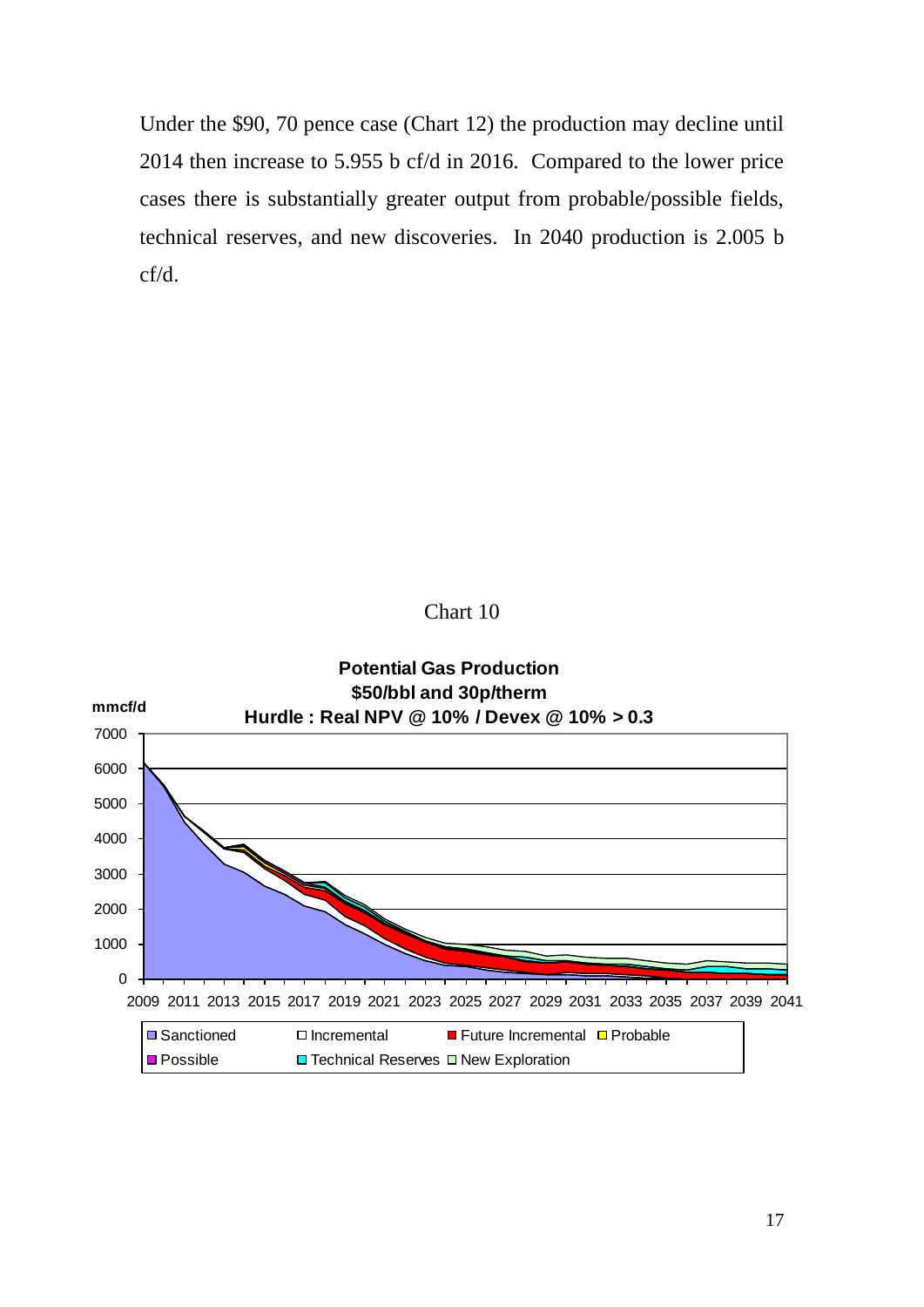Under the \$90, 70 pence case (Chart 12) the production may decline until 2014 then increase to 5.955 b cf/d in 2016. Compared to the lower price cases there is substantially greater output from probable/possible fields, technical reserves, and new discoveries. In 2040 production is 2.005 b cf/d.

Chart 10

**Potential Gas Production**
**\$50/bbl and 30p/therm**
**Hurdle : Real NPV @ 10% / Devex @ 10% > 0.3**

**mmcf/d**

Y-axis: 0, 1000, 2000, 3000, 4000, 5000, 6000, 7000

X-axis: 2009, 2011, 2013, 2015, 2017, 2019, 2021, 2023, 2025, 2027, 2029, 2031, 2033, 2035, 2037, 2039, 2041

Legend: Sanctioned, Incremental, Future Incremental, Probable, Possible, Technical Reserves, New Exploration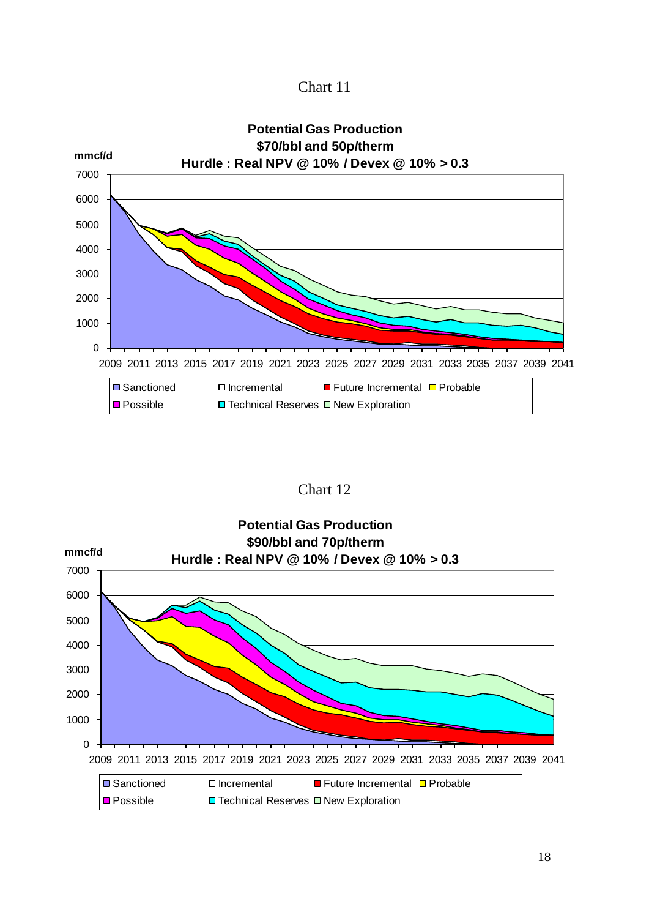Chart 11

**Potential Gas Production**
**$70/bbl and 50p/therm**
**Hurdle : Real NPV @ 10% / Devex @ 10% > 0.3**

mmcf/d

Legend: Sanctioned, Incremental, Future Incremental, Probable, Possible, Technical Reserves, New Exploration

Chart 12

**Potential Gas Production**
**$90/bbl and 70p/therm**
**Hurdle : Real NPV @ 10% / Devex @ 10% > 0.3**

mmcf/d

Legend: Sanctioned, Incremental, Future Incremental, Probable, Possible, Technical Reserves, New Exploration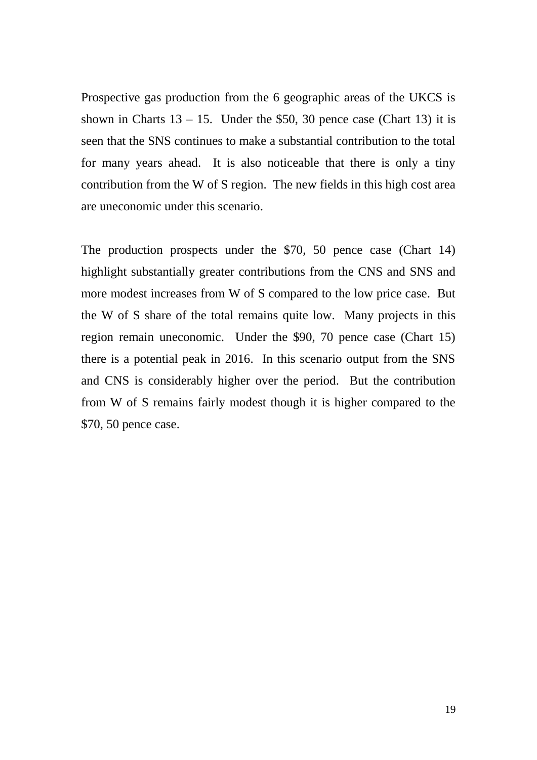Prospective gas production from the 6 geographic areas of the UKCS is shown in Charts 13 – 15. Under the $50, 30 pence case (Chart 13) it is seen that the SNS continues to make a substantial contribution to the total for many years ahead. It is also noticeable that there is only a tiny contribution from the W of S region. The new fields in this high cost area are uneconomic under this scenario.

The production prospects under the $70, 50 pence case (Chart 14) highlight substantially greater contributions from the CNS and SNS and more modest increases from W of S compared to the low price case. But the W of S share of the total remains quite low. Many projects in this region remain uneconomic. Under the $90, 70 pence case (Chart 15) there is a potential peak in 2016. In this scenario output from the SNS and CNS is considerably higher over the period. But the contribution from W of S remains fairly modest though it is higher compared to the $70, 50 pence case.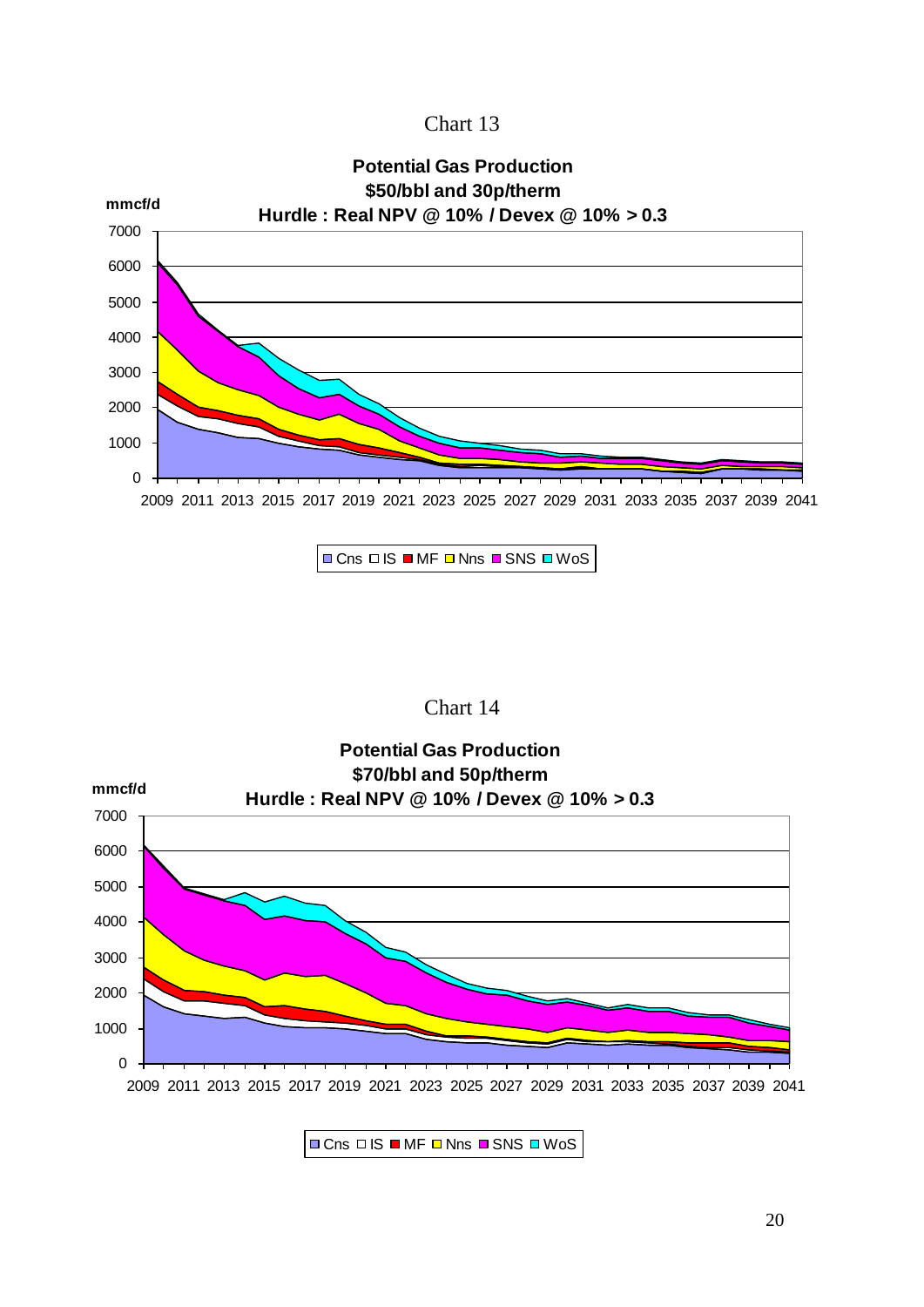Chart 13

**Potential Gas Production**
**$50/bbl and 30p/therm**
**Hurdle : Real NPV @ 10% / Devex @ 10% > 0.3**

mmcf/d

Cns IS MF Nns SNS WoS

Chart 14

**Potential Gas Production**
**$70/bbl and 50p/therm**
**Hurdle : Real NPV @ 10% / Devex @ 10% > 0.3**

mmcf/d

Cns IS MF Nns SNS WoS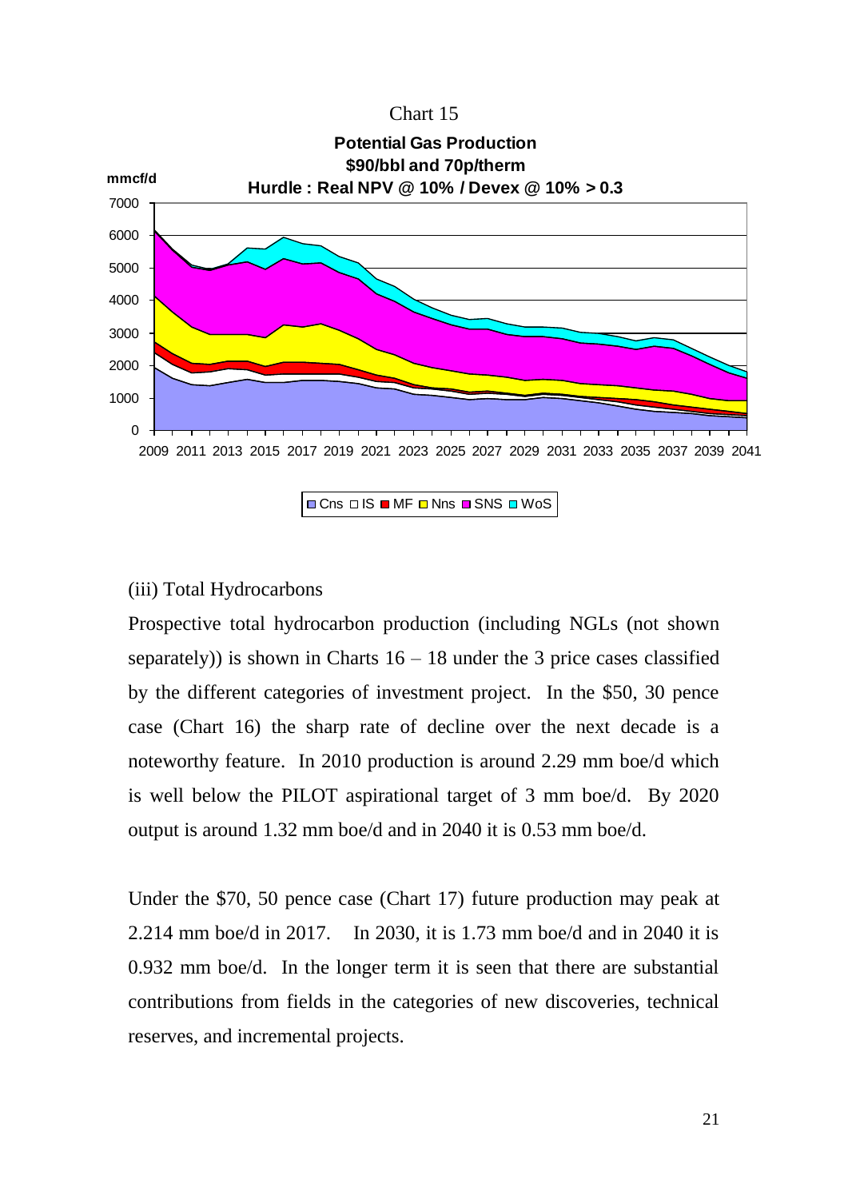Chart 15

**Potential Gas Production**
**$90/bbl and 70p/therm**
**Hurdle : Real NPV @ 10% / Devex @ 10% > 0.3**

(iii) Total Hydrocarbons

Prospective total hydrocarbon production (including NGLs (not shown separately)) is shown in Charts 16 – 18 under the 3 price cases classified by the different categories of investment project. In the $50, 30 pence case (Chart 16) the sharp rate of decline over the next decade is a noteworthy feature. In 2010 production is around 2.29 mm boe/d which is well below the PILOT aspirational target of 3 mm boe/d. By 2020 output is around 1.32 mm boe/d and in 2040 it is 0.53 mm boe/d.

Under the $70, 50 pence case (Chart 17) future production may peak at 2.214 mm boe/d in 2017. In 2030, it is 1.73 mm boe/d and in 2040 it is 0.932 mm boe/d. In the longer term it is seen that there are substantial contributions from fields in the categories of new discoveries, technical reserves, and incremental projects.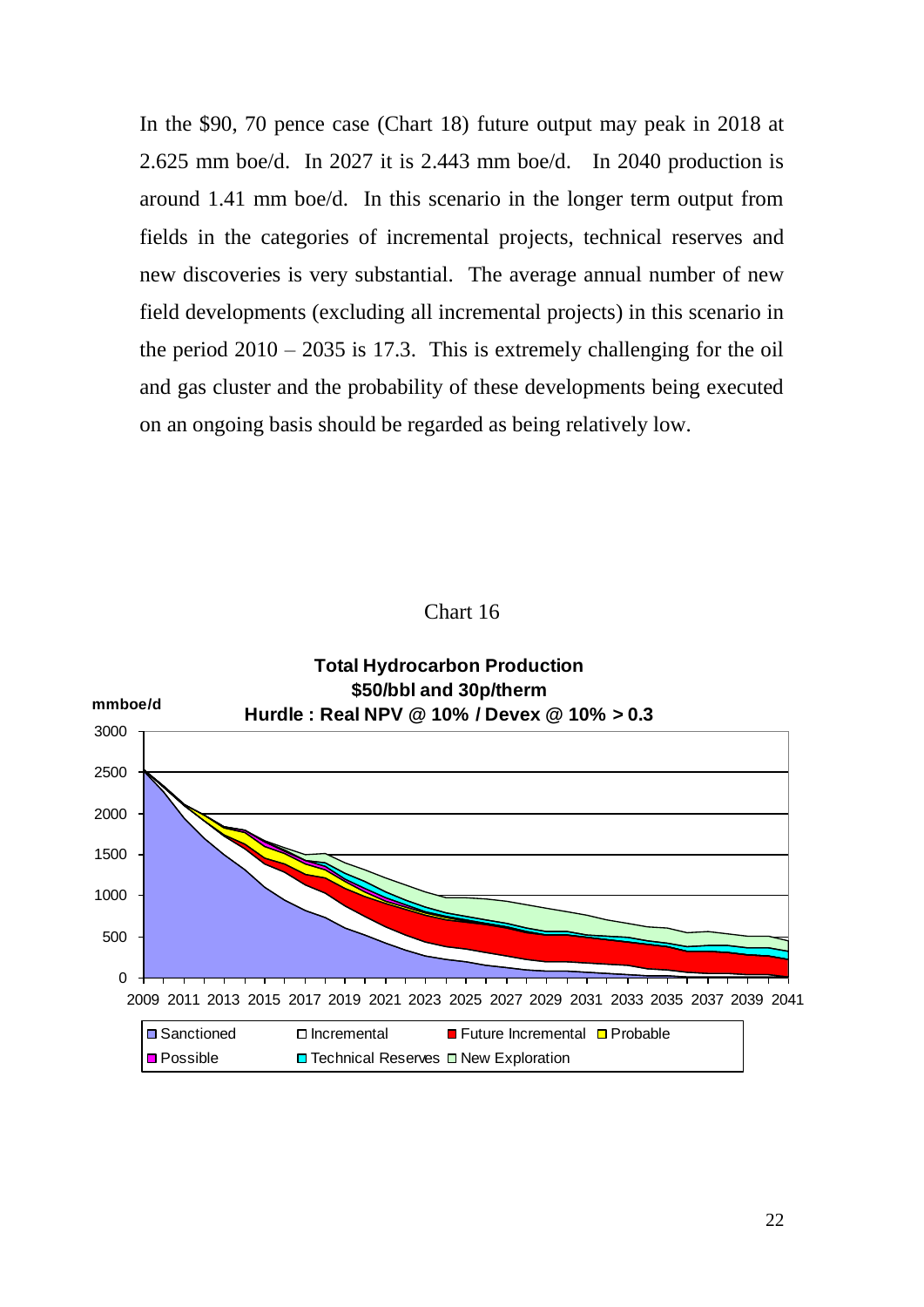In the $90, 70 pence case (Chart 18) future output may peak in 2018 at 2.625 mm boe/d. In 2027 it is 2.443 mm boe/d. In 2040 production is around 1.41 mm boe/d. In this scenario in the longer term output from fields in the categories of incremental projects, technical reserves and new discoveries is very substantial. The average annual number of new field developments (excluding all incremental projects) in this scenario in the period 2010 – 2035 is 17.3. This is extremely challenging for the oil and gas cluster and the probability of these developments being executed on an ongoing basis should be regarded as being relatively low.

Chart 16

**Total Hydrocarbon Production**
**$50/bbl and 30p/therm**
**Hurdle : Real NPV @ 10% / Devex @ 10% > 0.3**

mmboe/d

Legend: Sanctioned, Incremental, Future Incremental, Probable, Possible, Technical Reserves, New Exploration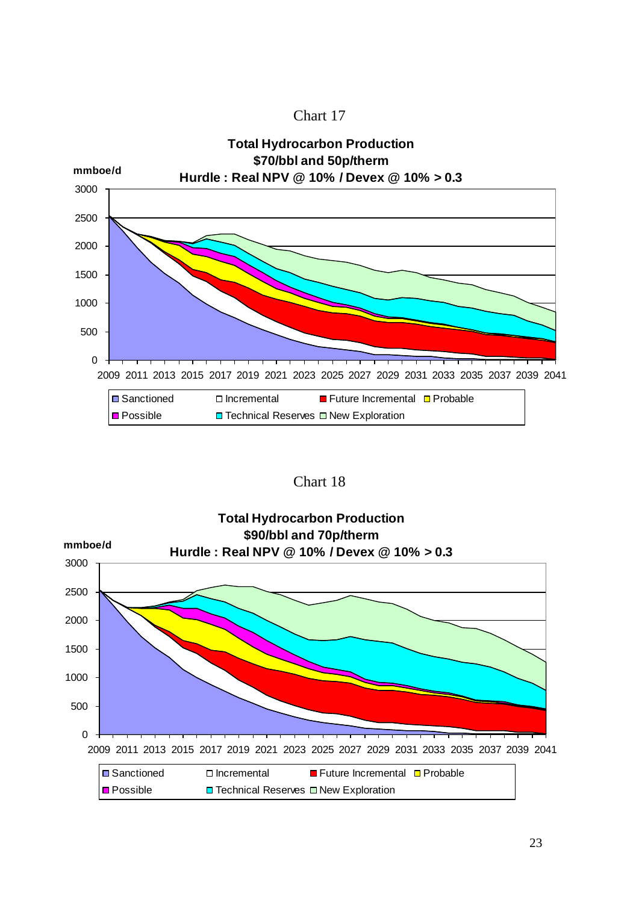Chart 17

**Total Hydrocarbon Production**
**$70/bbl and 50p/therm**
**Hurdle : Real NPV @ 10% / Devex @ 10% > 0.3**

mmboe/d

Legend: Sanctioned, Incremental, Future Incremental, Probable, Possible, Technical Reserves, New Exploration

Chart 18

**Total Hydrocarbon Production**
**$90/bbl and 70p/therm**
**Hurdle : Real NPV @ 10% / Devex @ 10% > 0.3**

mmboe/d

Legend: Sanctioned, Incremental, Future Incremental, Probable, Possible, Technical Reserves, New Exploration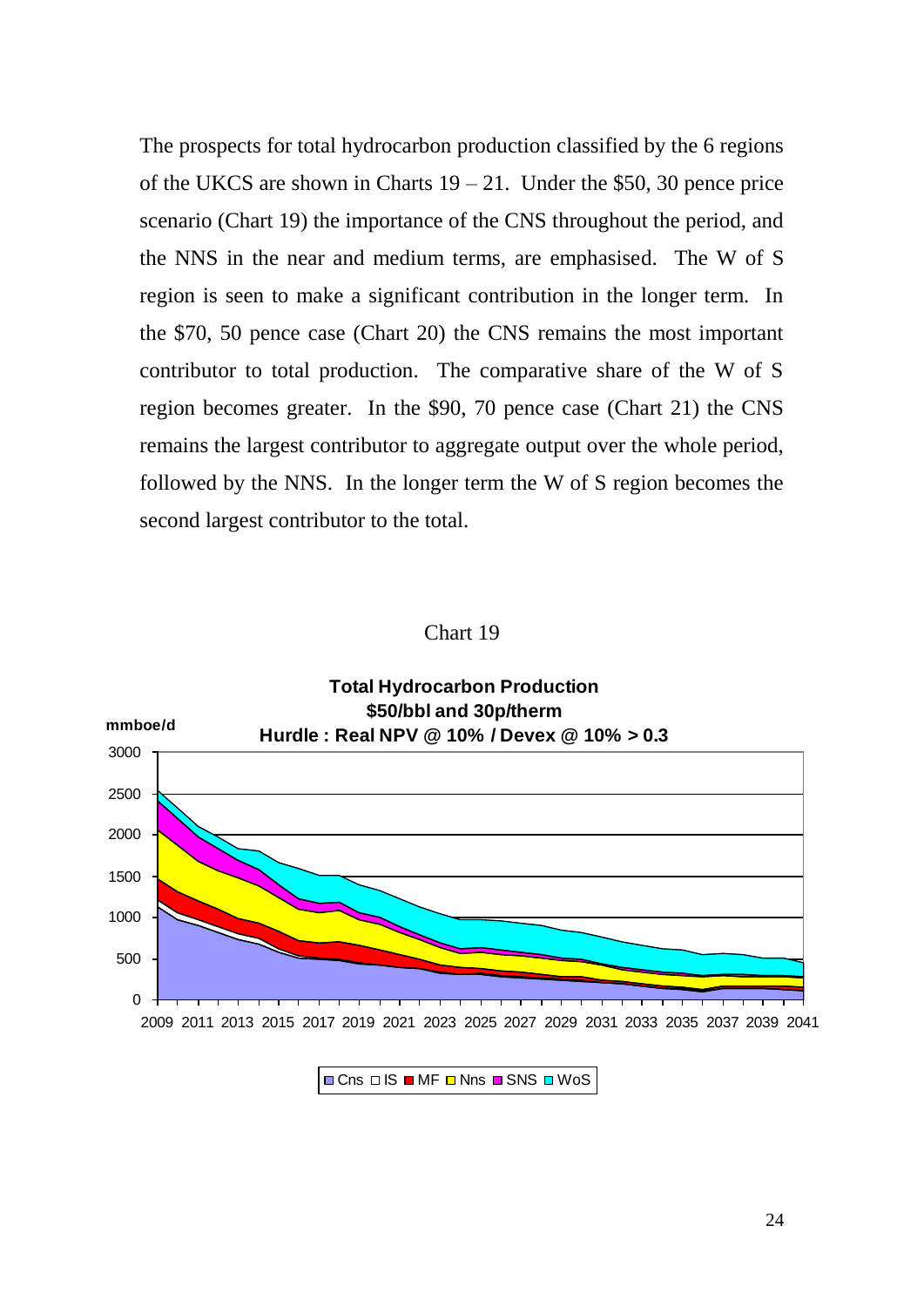The prospects for total hydrocarbon production classified by the 6 regions of the UKCS are shown in Charts 19 – 21. Under the $50, 30 pence price scenario (Chart 19) the importance of the CNS throughout the period, and the NNS in the near and medium terms, are emphasised. The W of S region is seen to make a significant contribution in the longer term. In the $70, 50 pence case (Chart 20) the CNS remains the most important contributor to total production. The comparative share of the W of S region becomes greater. In the $90, 70 pence case (Chart 21) the CNS remains the largest contributor to aggregate output over the whole period, followed by the NNS. In the longer term the W of S region becomes the second largest contributor to the total.

Chart 19

**Total Hydrocarbon Production**
**$50/bbl and 30p/therm**
**Hurdle : Real NPV @ 10% / Devex @ 10% > 0.3**

mmboe/d

Cns IS MF Nns SNS WoS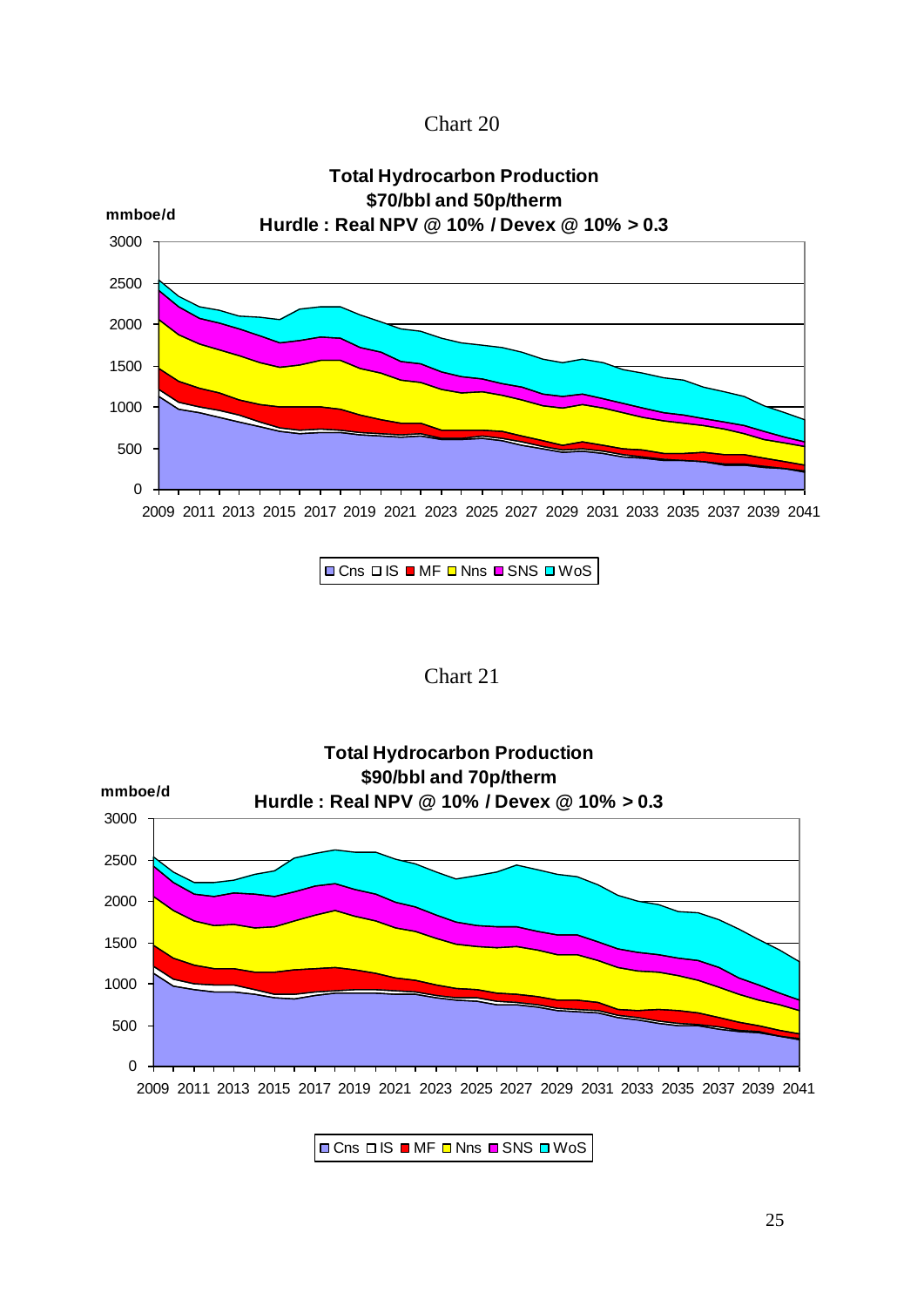Chart 20

**Total Hydrocarbon Production**
**$70/bbl and 50p/therm**
**Hurdle : Real NPV @ 10% / Devex @ 10% > 0.3**

mmboe/d

Cns IS MF Nns SNS WoS

Chart 21

**Total Hydrocarbon Production**
**$90/bbl and 70p/therm**
**Hurdle : Real NPV @ 10% / Devex @ 10% > 0.3**

mmboe/d

Cns IS MF Nns SNS WoS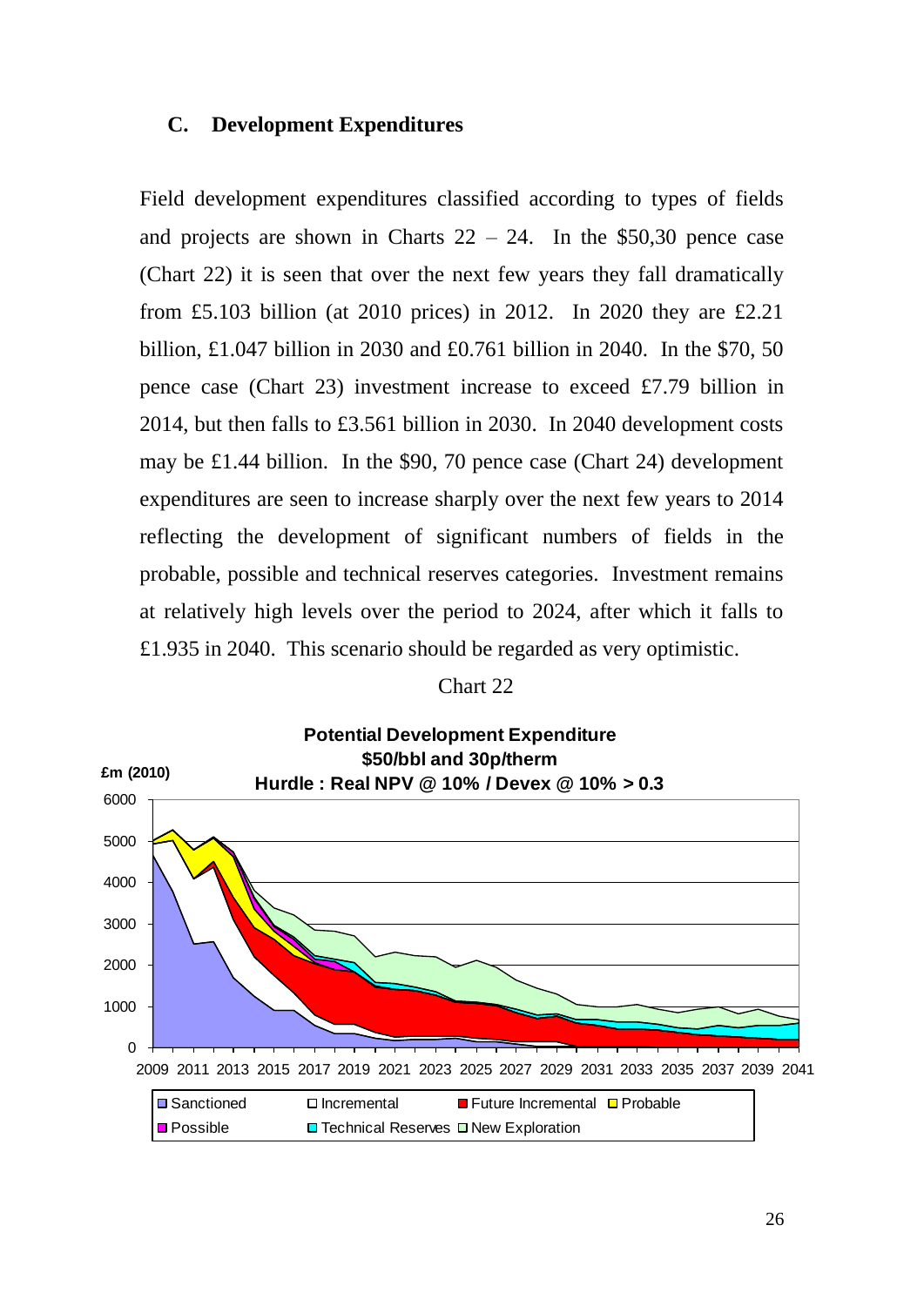## C. Development Expenditures

Field development expenditures classified according to types of fields and projects are shown in Charts 22 – 24. In the $50,30 pence case (Chart 22) it is seen that over the next few years they fall dramatically from £5.103 billion (at 2010 prices) in 2012. In 2020 they are £2.21 billion, £1.047 billion in 2030 and £0.761 billion in 2040. In the $70, 50 pence case (Chart 23) investment increase to exceed £7.79 billion in 2014, but then falls to £3.561 billion in 2030. In 2040 development costs may be £1.44 billion. In the $90, 70 pence case (Chart 24) development expenditures are seen to increase sharply over the next few years to 2014 reflecting the development of significant numbers of fields in the probable, possible and technical reserves categories. Investment remains at relatively high levels over the period to 2024, after which it falls to £1.935 in 2040. This scenario should be regarded as very optimistic.

Chart 22

**Potential Development Expenditure**
**$50/bbl and 30p/therm**
**Hurdle : Real NPV @ 10% / Devex @ 10% > 0.3**

£m (2010)

Legend: Sanctioned, Incremental, Future Incremental, Probable, Possible, Technical Reserves, New Exploration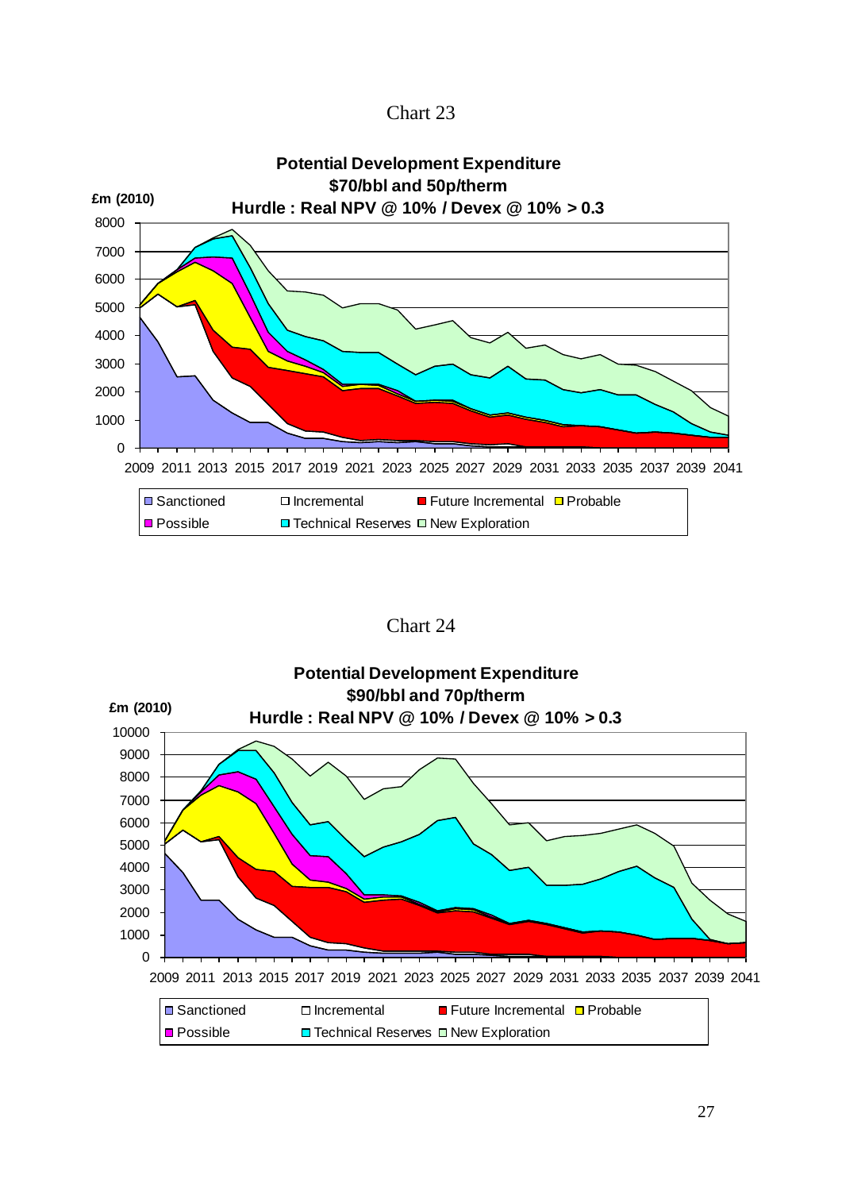Chart 23

**Potential Development Expenditure**
**$70/bbl and 50p/therm**
**Hurdle : Real NPV @ 10% / Devex @ 10% > 0.3**

£m (2010)

Sanctioned | Incremental | Future Incremental | Probable | Possible | Technical Reserves | New Exploration

Chart 24

**Potential Development Expenditure**
**$90/bbl and 70p/therm**
**Hurdle : Real NPV @ 10% / Devex @ 10% > 0.3**

£m (2010)

Sanctioned | Incremental | Future Incremental | Probable | Possible | Technical Reserves | New Exploration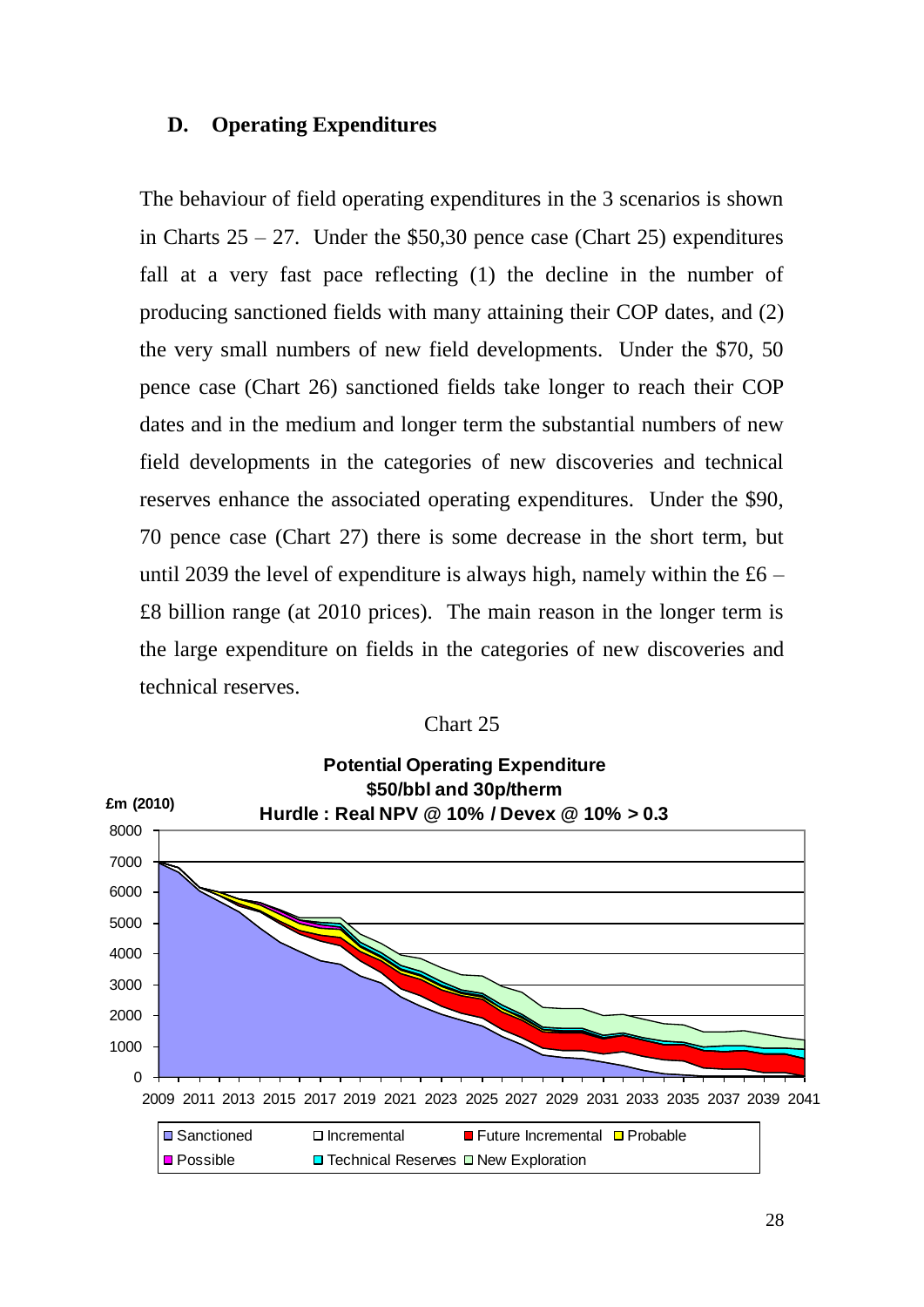## D. Operating Expenditures

The behaviour of field operating expenditures in the 3 scenarios is shown in Charts 25 – 27. Under the $50,30 pence case (Chart 25) expenditures fall at a very fast pace reflecting (1) the decline in the number of producing sanctioned fields with many attaining their COP dates, and (2) the very small numbers of new field developments. Under the $70, 50 pence case (Chart 26) sanctioned fields take longer to reach their COP dates and in the medium and longer term the substantial numbers of new field developments in the categories of new discoveries and technical reserves enhance the associated operating expenditures. Under the $90, 70 pence case (Chart 27) there is some decrease in the short term, but until 2039 the level of expenditure is always high, namely within the £6 – £8 billion range (at 2010 prices). The main reason in the longer term is the large expenditure on fields in the categories of new discoveries and technical reserves.

Chart 25

**Potential Operating Expenditure**
**$50/bbl and 30p/therm**
**Hurdle : Real NPV @ 10% / Devex @ 10% > 0.3**

£m (2010)

Legend: Sanctioned, Incremental, Future Incremental, Probable, Possible, Technical Reserves, New Exploration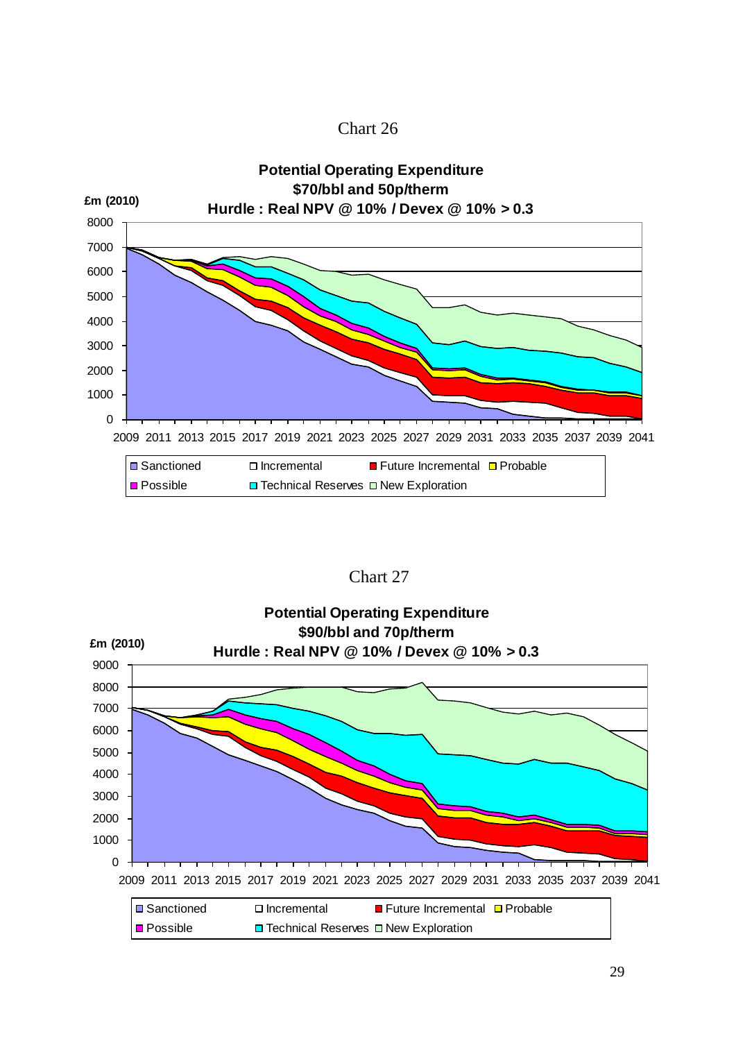Chart 26

**Potential Operating Expenditure**
**$70/bbl and 50p/therm**
**Hurdle : Real NPV @ 10% / Devex @ 10% > 0.3**

**£m (2010)**

Legend: Sanctioned, Incremental, Future Incremental, Probable, Possible, Technical Reserves, New Exploration

Chart 27

**Potential Operating Expenditure**
**$90/bbl and 70p/therm**
**Hurdle : Real NPV @ 10% / Devex @ 10% > 0.3**

**£m (2010)**

Legend: Sanctioned, Incremental, Future Incremental, Probable, Possible, Technical Reserves, New Exploration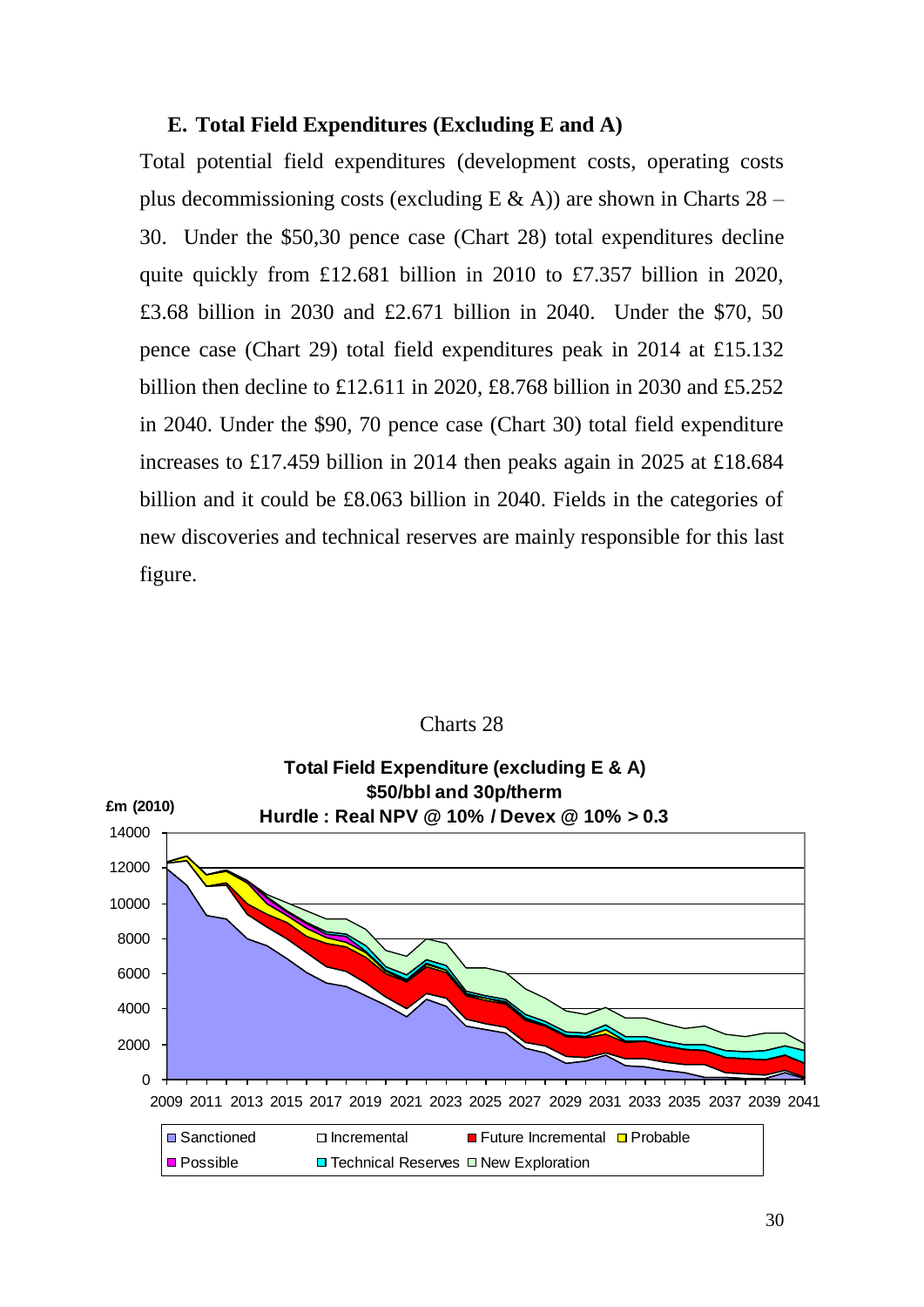### E. Total Field Expenditures (Excluding E and A)

Total potential field expenditures (development costs, operating costs plus decommissioning costs (excluding E & A)) are shown in Charts 28 – 30. Under the $50,30 pence case (Chart 28) total expenditures decline quite quickly from £12.681 billion in 2010 to £7.357 billion in 2020, £3.68 billion in 2030 and £2.671 billion in 2040. Under the $70, 50 pence case (Chart 29) total field expenditures peak in 2014 at £15.132 billion then decline to £12.611 in 2020, £8.768 billion in 2030 and £5.252 in 2040. Under the $90, 70 pence case (Chart 30) total field expenditure increases to £17.459 billion in 2014 then peaks again in 2025 at £18.684 billion and it could be £8.063 billion in 2040. Fields in the categories of new discoveries and technical reserves are mainly responsible for this last figure.

Charts 28

**Total Field Expenditure (excluding E & A)**
**$50/bbl and 30p/therm**
**Hurdle : Real NPV @ 10% / Devex @ 10% > 0.3**

£m (2010)

Legend: Sanctioned, Incremental, Future Incremental, Probable, Possible, Technical Reserves, New Exploration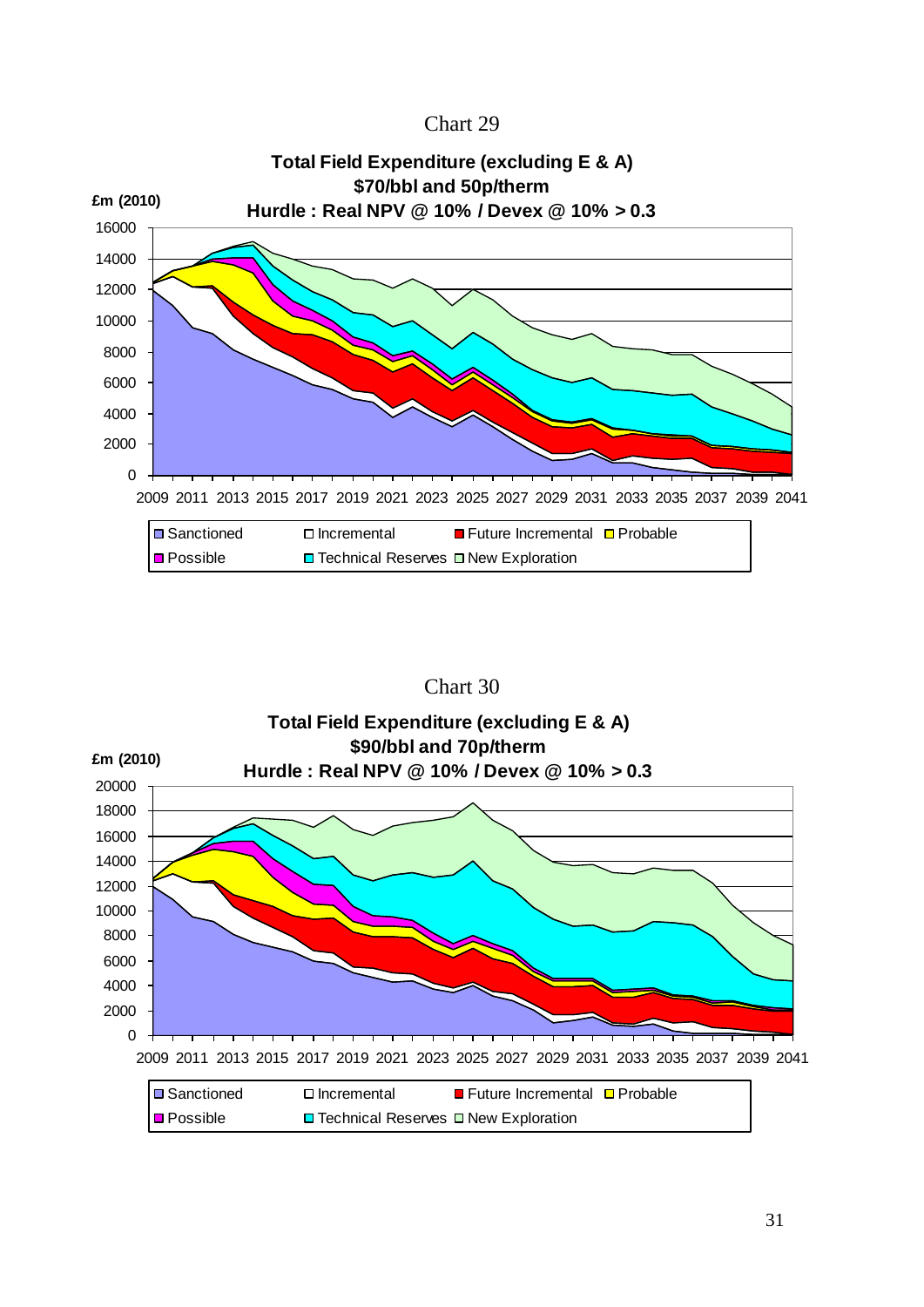Chart 29

**Total Field Expenditure (excluding E & A)**
**$70/bbl and 50p/therm**
**Hurdle : Real NPV @ 10% / Devex @ 10% > 0.3**

£m (2010)

Legend: Sanctioned, Incremental, Future Incremental, Probable, Possible, Technical Reserves, New Exploration

Chart 30

**Total Field Expenditure (excluding E & A)**
**$90/bbl and 70p/therm**
**Hurdle : Real NPV @ 10% / Devex @ 10% > 0.3**

£m (2010)

Legend: Sanctioned, Incremental, Future Incremental, Probable, Possible, Technical Reserves, New Exploration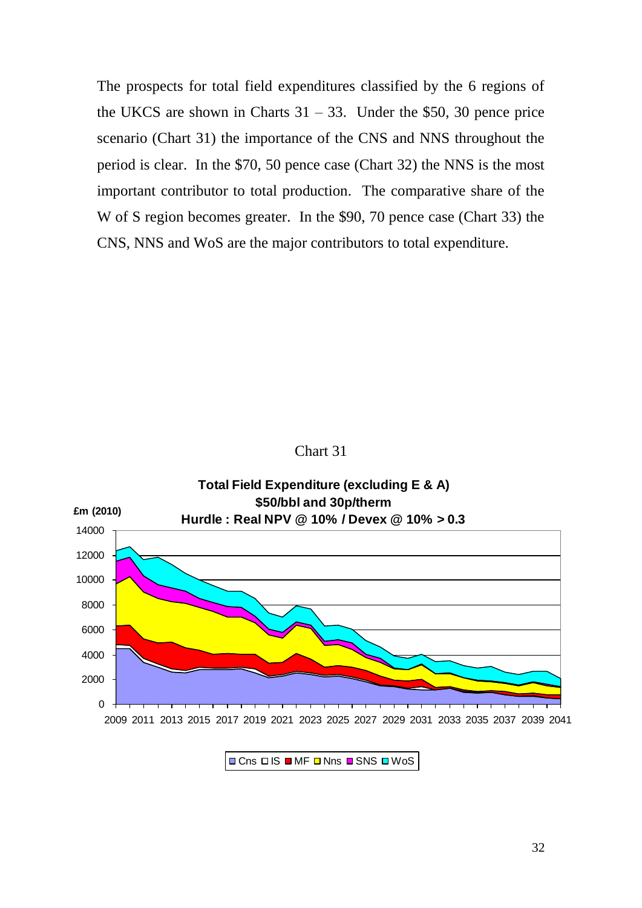The prospects for total field expenditures classified by the 6 regions of the UKCS are shown in Charts 31 – 33. Under the $50, 30 pence price scenario (Chart 31) the importance of the CNS and NNS throughout the period is clear. In the $70, 50 pence case (Chart 32) the NNS is the most important contributor to total production. The comparative share of the W of S region becomes greater. In the $90, 70 pence case (Chart 33) the CNS, NNS and WoS are the major contributors to total expenditure.

Chart 31

**Total Field Expenditure (excluding E & A)**
**$50/bbl and 30p/therm**
**Hurdle : Real NPV @ 10% / Devex @ 10% > 0.3**

**£m (2010)**

0, 2000, 4000, 6000, 8000, 10000, 12000, 14000

2009 2011 2013 2015 2017 2019 2021 2023 2025 2027 2029 2031 2033 2035 2037 2039 2041

Cns IS MF Nns SNS WoS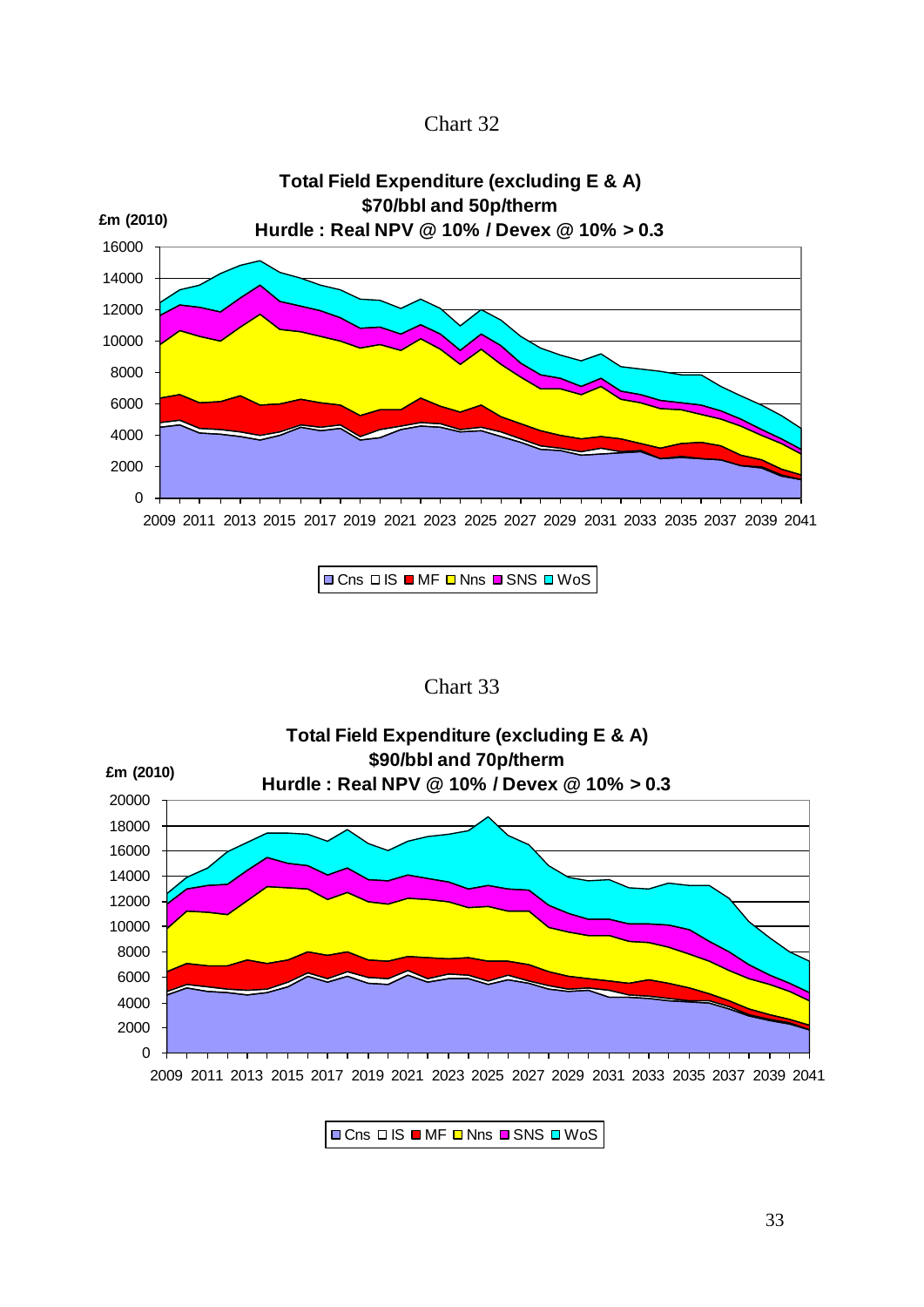Chart 32

**Total Field Expenditure (excluding E & A)**
**$70/bbl and 50p/therm**
**Hurdle : Real NPV @ 10% / Devex @ 10% > 0.3**

£m (2010)

Cns IS MF Nns SNS WoS

Chart 33

**Total Field Expenditure (excluding E & A)**
**$90/bbl and 70p/therm**
**Hurdle : Real NPV @ 10% / Devex @ 10% > 0.3**

£m (2010)

Cns IS MF Nns SNS WoS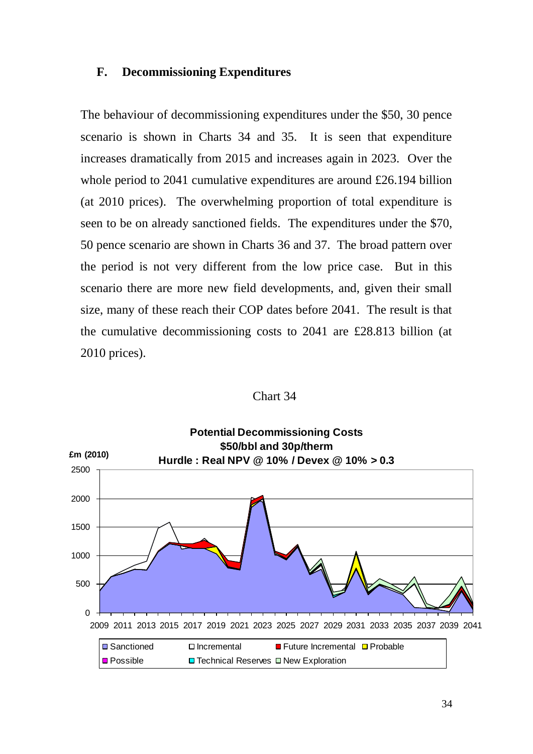## F. Decommissioning Expenditures

The behaviour of decommissioning expenditures under the \$50, 30 pence scenario is shown in Charts 34 and 35. It is seen that expenditure increases dramatically from 2015 and increases again in 2023. Over the whole period to 2041 cumulative expenditures are around £26.194 billion (at 2010 prices). The overwhelming proportion of total expenditure is seen to be on already sanctioned fields. The expenditures under the \$70, 50 pence scenario are shown in Charts 36 and 37. The broad pattern over the period is not very different from the low price case. But in this scenario there are more new field developments, and, given their small size, many of these reach their COP dates before 2041. The result is that the cumulative decommissioning costs to 2041 are £28.813 billion (at 2010 prices).

Chart 34

**Potential Decommissioning Costs**
**\$50/bbl and 30p/therm**
**Hurdle : Real NPV @ 10% / Devex @ 10% > 0.3**

£m (2010)

Legend: Sanctioned, Incremental, Future Incremental, Probable, Possible, Technical Reserves, New Exploration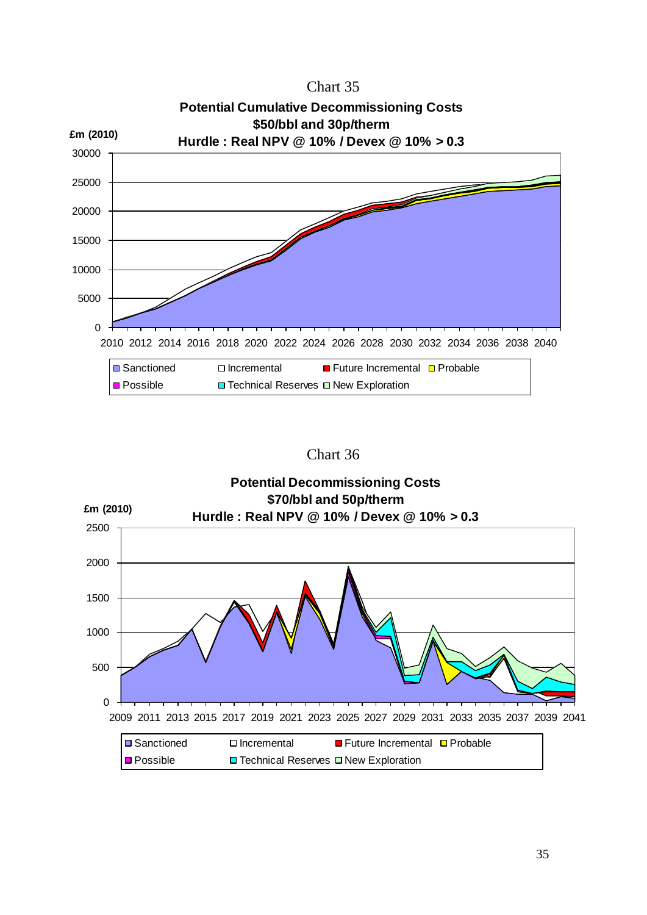Chart 35

**Potential Cumulative Decommissioning Costs**
**$50/bbl and 30p/therm**
**Hurdle : Real NPV @ 10% / Devex @ 10% > 0.3**

£m (2010)

Legend: Sanctioned, Incremental, Future Incremental, Probable, Possible, Technical Reserves, New Exploration

Chart 36

**Potential Decommissioning Costs**
**$70/bbl and 50p/therm**
**Hurdle : Real NPV @ 10% / Devex @ 10% > 0.3**

£m (2010)

Legend: Sanctioned, Incremental, Future Incremental, Probable, Possible, Technical Reserves, New Exploration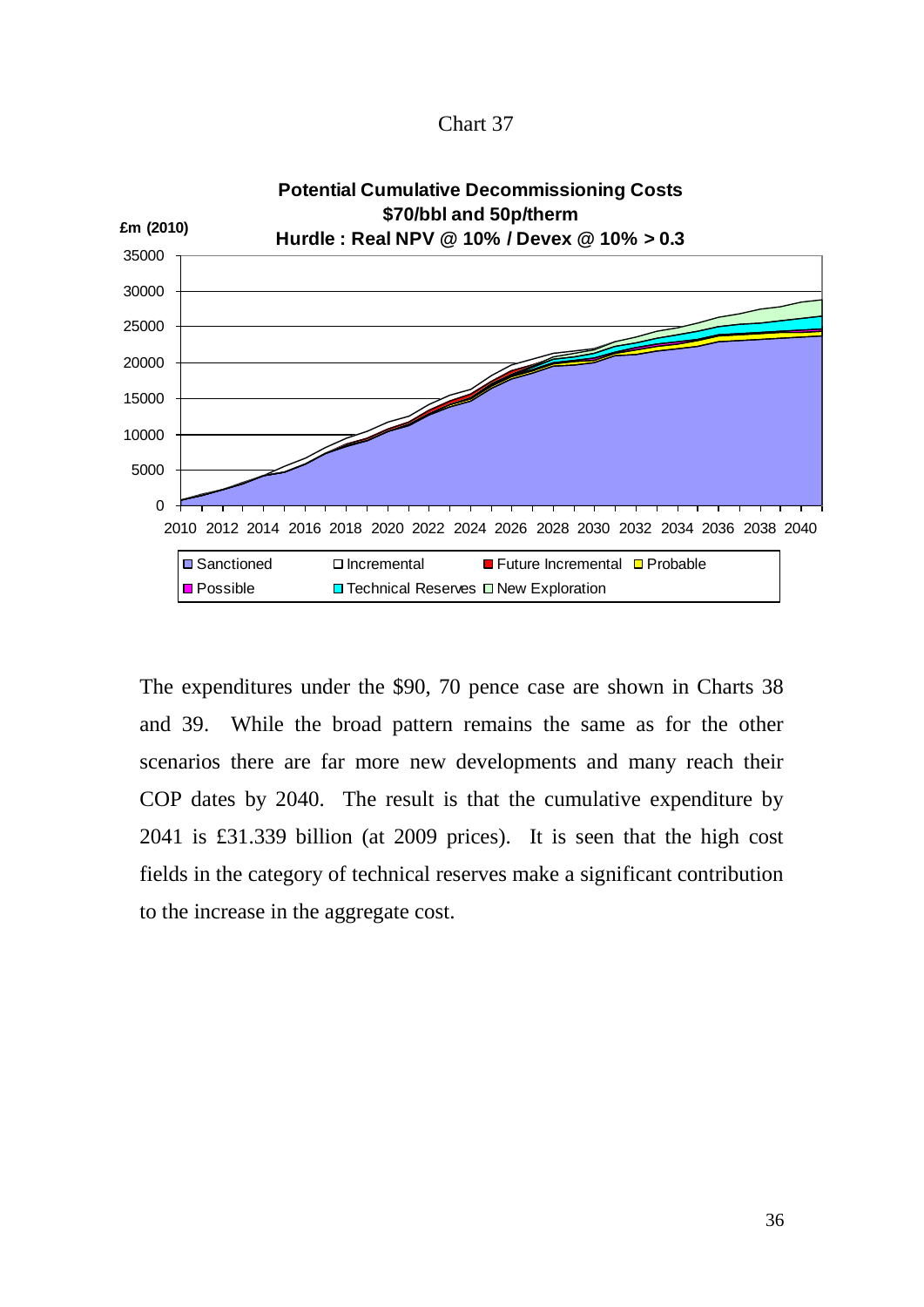Chart 37

**Potential Cumulative Decommissioning Costs**
**$70/bbl and 50p/therm**
**Hurdle : Real NPV @ 10% / Devex @ 10% > 0.3**

£m (2010)

Sanctioned | Incremental | Future Incremental | Probable | Possible | Technical Reserves | New Exploration

The expenditures under the $90, 70 pence case are shown in Charts 38 and 39. While the broad pattern remains the same as for the other scenarios there are far more new developments and many reach their COP dates by 2040. The result is that the cumulative expenditure by 2041 is £31.339 billion (at 2009 prices). It is seen that the high cost fields in the category of technical reserves make a significant contribution to the increase in the aggregate cost.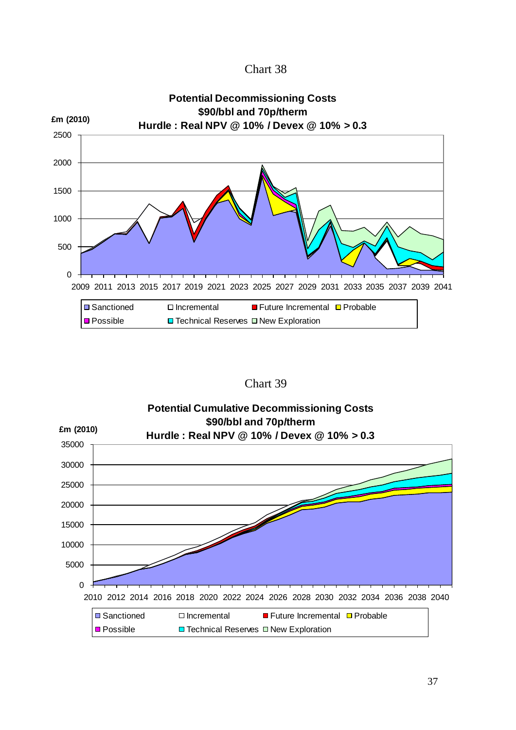Chart 38

**Potential Decommissioning Costs**
**$90/bbl and 70p/therm**
**Hurdle : Real NPV @ 10% / Devex @ 10% > 0.3**

£m (2010)

Legend: Sanctioned, Incremental, Future Incremental, Probable, Possible, Technical Reserves, New Exploration

Chart 39

**Potential Cumulative Decommissioning Costs**
**$90/bbl and 70p/therm**
**Hurdle : Real NPV @ 10% / Devex @ 10% > 0.3**

£m (2010)

Legend: Sanctioned, Incremental, Future Incremental, Probable, Possible, Technical Reserves, New Exploration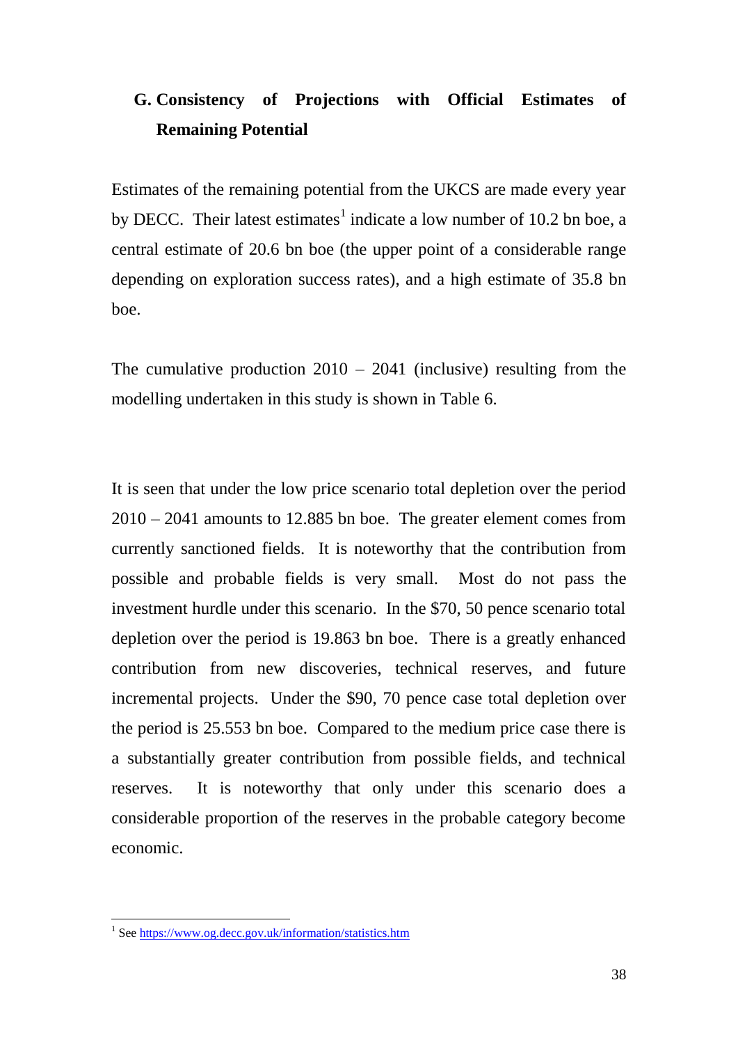## G. Consistency of Projections with Official Estimates of Remaining Potential

Estimates of the remaining potential from the UKCS are made every year by DECC. Their latest estimates[1] indicate a low number of 10.2 bn boe, a central estimate of 20.6 bn boe (the upper point of a considerable range depending on exploration success rates), and a high estimate of 35.8 bn boe.

The cumulative production 2010 – 2041 (inclusive) resulting from the modelling undertaken in this study is shown in Table 6.

It is seen that under the low price scenario total depletion over the period 2010 – 2041 amounts to 12.885 bn boe. The greater element comes from currently sanctioned fields. It is noteworthy that the contribution from possible and probable fields is very small. Most do not pass the investment hurdle under this scenario. In the \$70, 50 pence scenario total depletion over the period is 19.863 bn boe. There is a greatly enhanced contribution from new discoveries, technical reserves, and future incremental projects. Under the \$90, 70 pence case total depletion over the period is 25.553 bn boe. Compared to the medium price case there is a substantially greater contribution from possible fields, and technical reserves. It is noteworthy that only under this scenario does a considerable proportion of the reserves in the probable category become economic.

[1] See https://www.og.decc.gov.uk/information/statistics.htm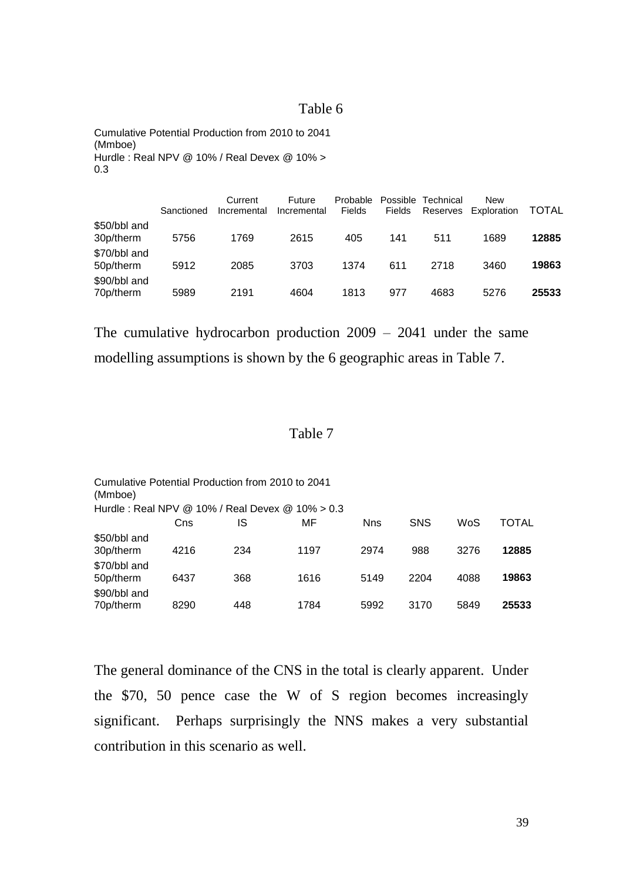Table 6

Cumulative Potential Production from 2010 to 2041 (Mmboe)
Hurdle : Real NPV @ 10% / Real Devex @ 10% > 0.3

| | Sanctioned | Current Incremental | Future Incremental | Probable Fields | Possible Fields | Technical Reserves | New Exploration | TOTAL |
|---|---|---|---|---|---|---|---|---|
| \$50/bbl and 30p/therm | 5756 | 1769 | 2615 | 405 | 141 | 511 | 1689 | **12885** |
| \$70/bbl and 50p/therm | 5912 | 2085 | 3703 | 1374 | 611 | 2718 | 3460 | **19863** |
| \$90/bbl and 70p/therm | 5989 | 2191 | 4604 | 1813 | 977 | 4683 | 5276 | **25533** |

The cumulative hydrocarbon production 2009 – 2041 under the same modelling assumptions is shown by the 6 geographic areas in Table 7.

Table 7

Cumulative Potential Production from 2010 to 2041 (Mmboe)
Hurdle : Real NPV @ 10% / Real Devex @ 10% > 0.3

| | Cns | IS | MF | Nns | SNS | WoS | TOTAL |
|---|---|---|---|---|---|---|---|
| \$50/bbl and 30p/therm | 4216 | 234 | 1197 | 2974 | 988 | 3276 | **12885** |
| \$70/bbl and 50p/therm | 6437 | 368 | 1616 | 5149 | 2204 | 4088 | **19863** |
| \$90/bbl and 70p/therm | 8290 | 448 | 1784 | 5992 | 3170 | 5849 | **25533** |

The general dominance of the CNS in the total is clearly apparent. Under the \$70, 50 pence case the W of S region becomes increasingly significant. Perhaps surprisingly the NNS makes a very substantial contribution in this scenario as well.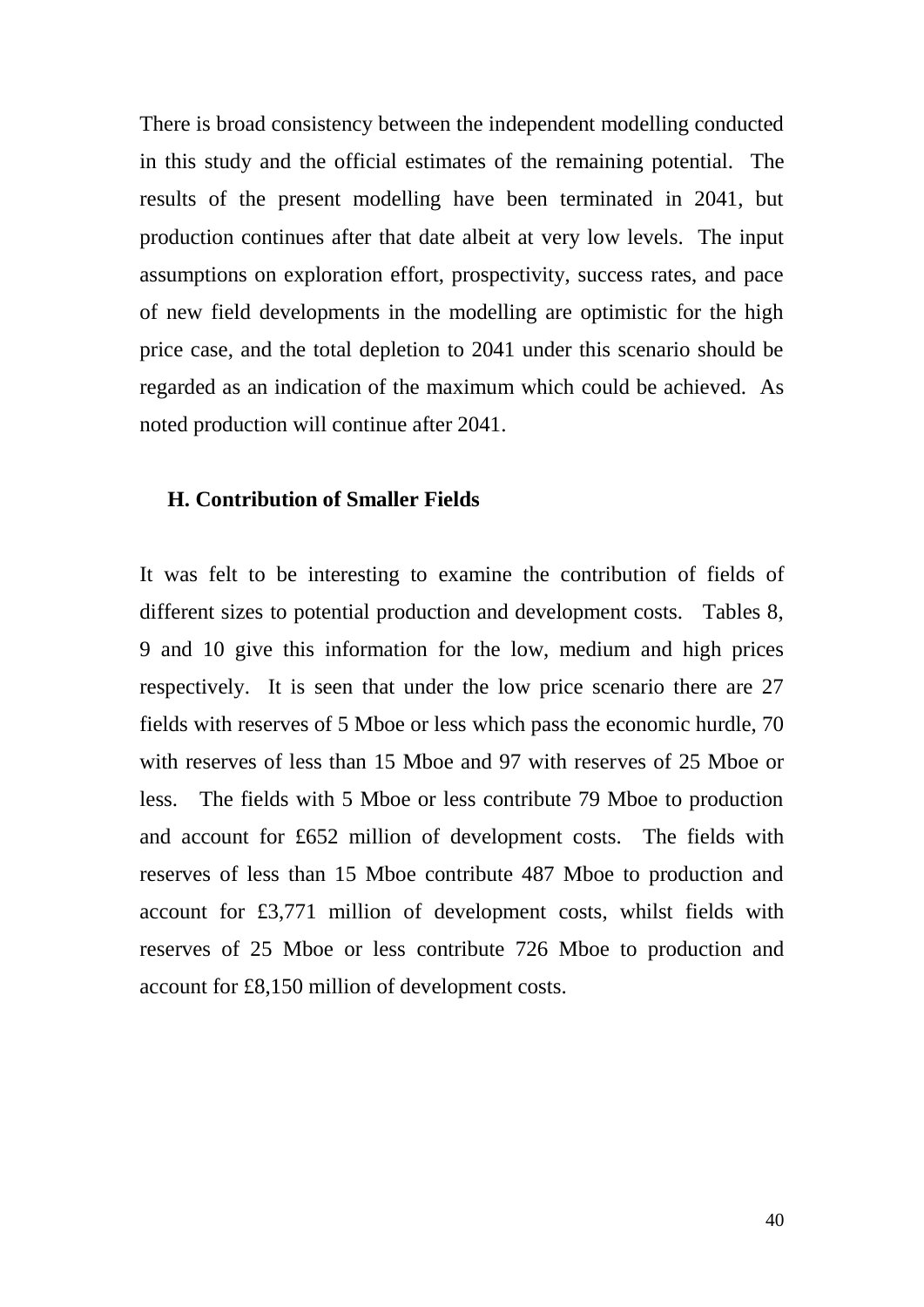There is broad consistency between the independent modelling conducted in this study and the official estimates of the remaining potential. The results of the present modelling have been terminated in 2041, but production continues after that date albeit at very low levels. The input assumptions on exploration effort, prospectivity, success rates, and pace of new field developments in the modelling are optimistic for the high price case, and the total depletion to 2041 under this scenario should be regarded as an indication of the maximum which could be achieved. As noted production will continue after 2041.

## H. Contribution of Smaller Fields

It was felt to be interesting to examine the contribution of fields of different sizes to potential production and development costs. Tables 8, 9 and 10 give this information for the low, medium and high prices respectively. It is seen that under the low price scenario there are 27 fields with reserves of 5 Mboe or less which pass the economic hurdle, 70 with reserves of less than 15 Mboe and 97 with reserves of 25 Mboe or less. The fields with 5 Mboe or less contribute 79 Mboe to production and account for £652 million of development costs. The fields with reserves of less than 15 Mboe contribute 487 Mboe to production and account for £3,771 million of development costs, whilst fields with reserves of 25 Mboe or less contribute 726 Mboe to production and account for £8,150 million of development costs.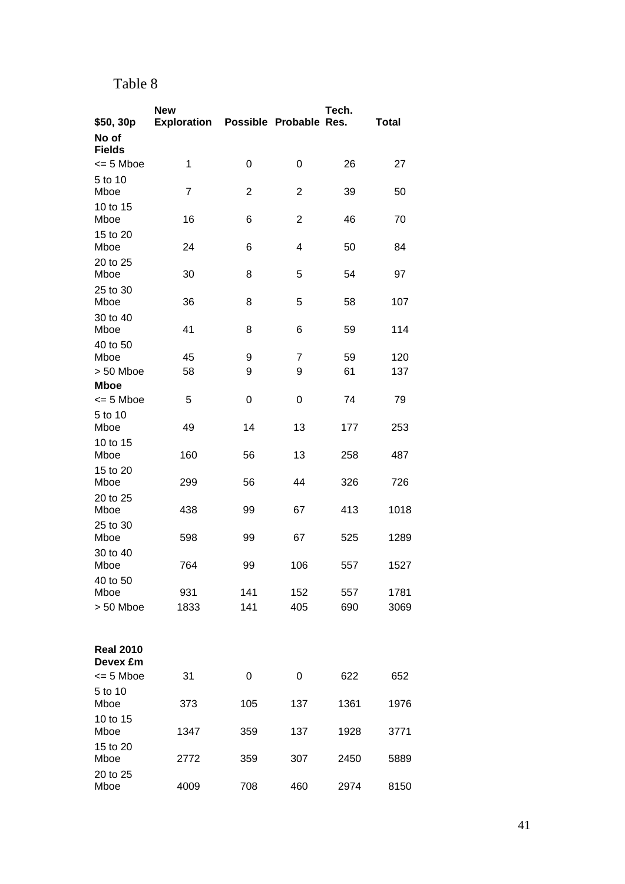Table 8

| $50, 30p | New Exploration | Possible | Probable | Tech. Res. | Total |
|---|---|---|---|---|---|
| **No of Fields** | | | | | |
| <= 5 Mboe | 1 | 0 | 0 | 26 | 27 |
| 5 to 10 Mboe | 7 | 2 | 2 | 39 | 50 |
| 10 to 15 Mboe | 16 | 6 | 2 | 46 | 70 |
| 15 to 20 Mboe | 24 | 6 | 4 | 50 | 84 |
| 20 to 25 Mboe | 30 | 8 | 5 | 54 | 97 |
| 25 to 30 Mboe | 36 | 8 | 5 | 58 | 107 |
| 30 to 40 Mboe | 41 | 8 | 6 | 59 | 114 |
| 40 to 50 Mboe | 45 | 9 | 7 | 59 | 120 |
| > 50 Mboe | 58 | 9 | 9 | 61 | 137 |
| **Mboe** | | | | | |
| <= 5 Mboe | 5 | 0 | 0 | 74 | 79 |
| 5 to 10 Mboe | 49 | 14 | 13 | 177 | 253 |
| 10 to 15 Mboe | 160 | 56 | 13 | 258 | 487 |
| 15 to 20 Mboe | 299 | 56 | 44 | 326 | 726 |
| 20 to 25 Mboe | 438 | 99 | 67 | 413 | 1018 |
| 25 to 30 Mboe | 598 | 99 | 67 | 525 | 1289 |
| 30 to 40 Mboe | 764 | 99 | 106 | 557 | 1527 |
| 40 to 50 Mboe | 931 | 141 | 152 | 557 | 1781 |
| > 50 Mboe | 1833 | 141 | 405 | 690 | 3069 |
| | | | | | |
| **Real 2010 Devex £m** | | | | | |
| <= 5 Mboe | 31 | 0 | 0 | 622 | 652 |
| 5 to 10 Mboe | 373 | 105 | 137 | 1361 | 1976 |
| 10 to 15 Mboe | 1347 | 359 | 137 | 1928 | 3771 |
| 15 to 20 Mboe | 2772 | 359 | 307 | 2450 | 5889 |
| 20 to 25 Mboe | 4009 | 708 | 460 | 2974 | 8150 |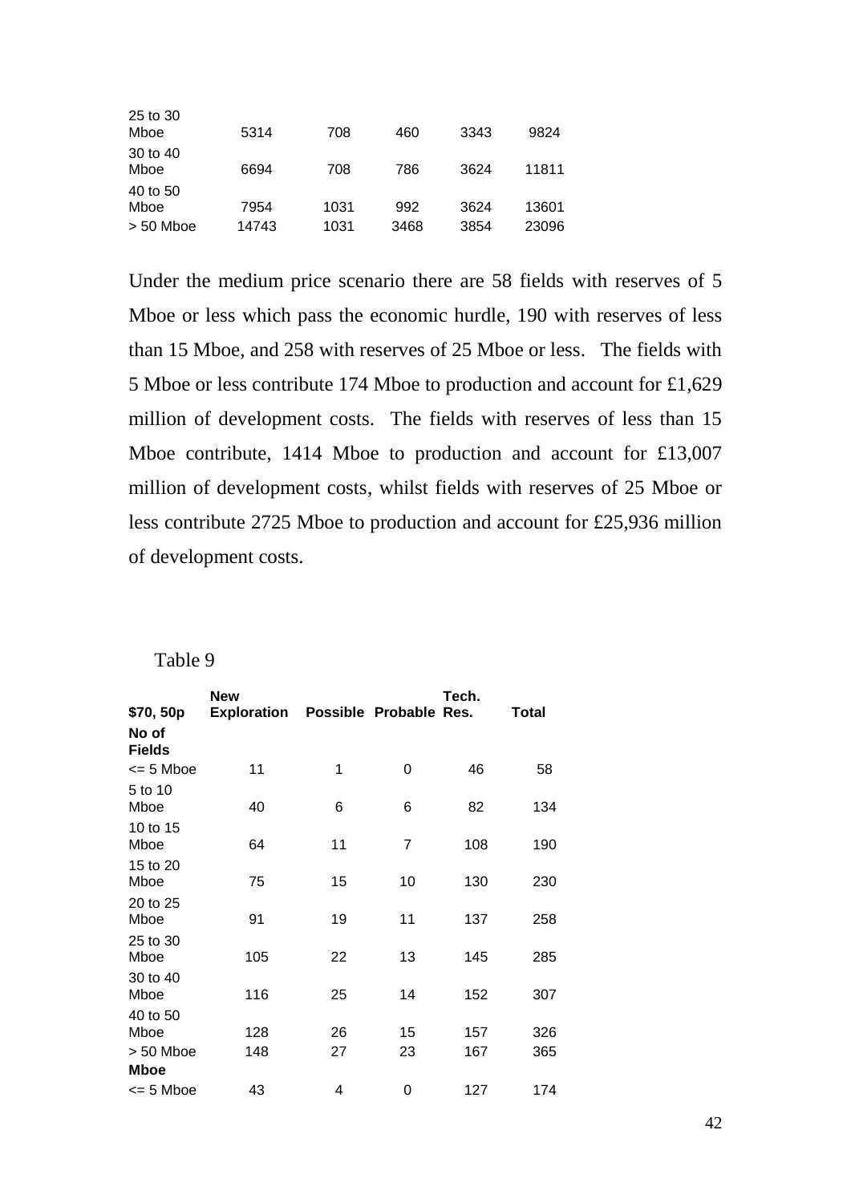| | | | | | |
|---|---|---|---|---|---|
| 25 to 30 Mboe | 5314 | 708 | 460 | 3343 | 9824 |
| 30 to 40 Mboe | 6694 | 708 | 786 | 3624 | 11811 |
| 40 to 50 Mboe | 7954 | 1031 | 992 | 3624 | 13601 |
| > 50 Mboe | 14743 | 1031 | 3468 | 3854 | 23096 |

Under the medium price scenario there are 58 fields with reserves of 5 Mboe or less which pass the economic hurdle, 190 with reserves of less than 15 Mboe, and 258 with reserves of 25 Mboe or less. The fields with 5 Mboe or less contribute 174 Mboe to production and account for £1,629 million of development costs. The fields with reserves of less than 15 Mboe contribute, 1414 Mboe to production and account for £13,007 million of development costs, whilst fields with reserves of 25 Mboe or less contribute 2725 Mboe to production and account for £25,936 million of development costs.

Table 9

| **$70, 50p** | **New Exploration** | **Possible** | **Probable** | **Tech. Res.** | **Total** |
|---|---|---|---|---|---|
| **No of Fields** | | | | | |
| <= 5 Mboe | 11 | 1 | 0 | 46 | 58 |
| 5 to 10 Mboe | 40 | 6 | 6 | 82 | 134 |
| 10 to 15 Mboe | 64 | 11 | 7 | 108 | 190 |
| 15 to 20 Mboe | 75 | 15 | 10 | 130 | 230 |
| 20 to 25 Mboe | 91 | 19 | 11 | 137 | 258 |
| 25 to 30 Mboe | 105 | 22 | 13 | 145 | 285 |
| 30 to 40 Mboe | 116 | 25 | 14 | 152 | 307 |
| 40 to 50 Mboe | 128 | 26 | 15 | 157 | 326 |
| > 50 Mboe | 148 | 27 | 23 | 167 | 365 |
| **Mboe** | | | | | |
| <= 5 Mboe | 43 | 4 | 0 | 127 | 174 |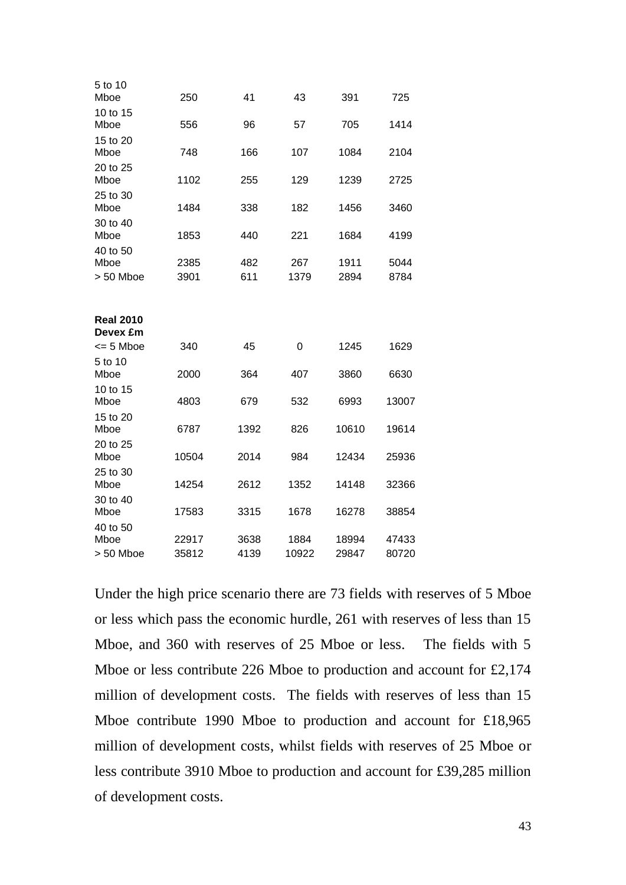| | | | | | |
|---|---|---|---|---|---|
| 5 to 10 Mboe | 250 | 41 | 43 | 391 | 725 |
| 10 to 15 Mboe | 556 | 96 | 57 | 705 | 1414 |
| 15 to 20 Mboe | 748 | 166 | 107 | 1084 | 2104 |
| 20 to 25 Mboe | 1102 | 255 | 129 | 1239 | 2725 |
| 25 to 30 Mboe | 1484 | 338 | 182 | 1456 | 3460 |
| 30 to 40 Mboe | 1853 | 440 | 221 | 1684 | 4199 |
| 40 to 50 Mboe | 2385 | 482 | 267 | 1911 | 5044 |
| > 50 Mboe | 3901 | 611 | 1379 | 2894 | 8784 |

| **Real 2010 Devex £m** | | | | | |
|---|---|---|---|---|---|
| <= 5 Mboe | 340 | 45 | 0 | 1245 | 1629 |
| 5 to 10 Mboe | 2000 | 364 | 407 | 3860 | 6630 |
| 10 to 15 Mboe | 4803 | 679 | 532 | 6993 | 13007 |
| 15 to 20 Mboe | 6787 | 1392 | 826 | 10610 | 19614 |
| 20 to 25 Mboe | 10504 | 2014 | 984 | 12434 | 25936 |
| 25 to 30 Mboe | 14254 | 2612 | 1352 | 14148 | 32366 |
| 30 to 40 Mboe | 17583 | 3315 | 1678 | 16278 | 38854 |
| 40 to 50 Mboe | 22917 | 3638 | 1884 | 18994 | 47433 |
| > 50 Mboe | 35812 | 4139 | 10922 | 29847 | 80720 |

Under the high price scenario there are 73 fields with reserves of 5 Mboe or less which pass the economic hurdle, 261 with reserves of less than 15 Mboe, and 360 with reserves of 25 Mboe or less. The fields with 5 Mboe or less contribute 226 Mboe to production and account for £2,174 million of development costs. The fields with reserves of less than 15 Mboe contribute 1990 Mboe to production and account for £18,965 million of development costs, whilst fields with reserves of 25 Mboe or less contribute 3910 Mboe to production and account for £39,285 million of development costs.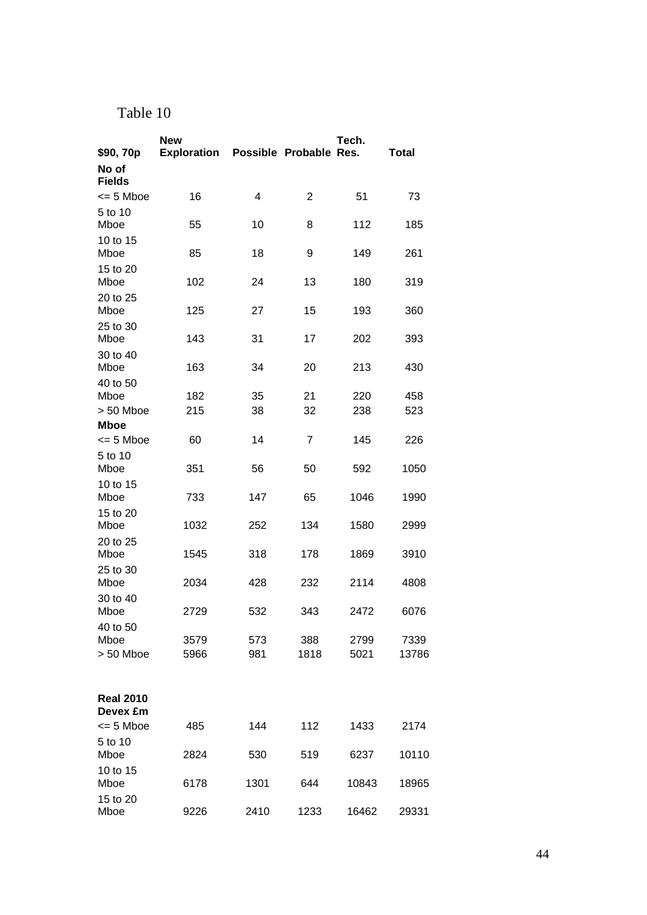Table 10

| $90, 70p | New Exploration | Possible | Probable | Tech. Res. | Total |
|---|---|---|---|---|---|
| **No of Fields** | | | | | |
| <= 5 Mboe | 16 | 4 | 2 | 51 | 73 |
| 5 to 10 Mboe | 55 | 10 | 8 | 112 | 185 |
| 10 to 15 Mboe | 85 | 18 | 9 | 149 | 261 |
| 15 to 20 Mboe | 102 | 24 | 13 | 180 | 319 |
| 20 to 25 Mboe | 125 | 27 | 15 | 193 | 360 |
| 25 to 30 Mboe | 143 | 31 | 17 | 202 | 393 |
| 30 to 40 Mboe | 163 | 34 | 20 | 213 | 430 |
| 40 to 50 Mboe | 182 | 35 | 21 | 220 | 458 |
| > 50 Mboe | 215 | 38 | 32 | 238 | 523 |
| **Mboe** | | | | | |
| <= 5 Mboe | 60 | 14 | 7 | 145 | 226 |
| 5 to 10 Mboe | 351 | 56 | 50 | 592 | 1050 |
| 10 to 15 Mboe | 733 | 147 | 65 | 1046 | 1990 |
| 15 to 20 Mboe | 1032 | 252 | 134 | 1580 | 2999 |
| 20 to 25 Mboe | 1545 | 318 | 178 | 1869 | 3910 |
| 25 to 30 Mboe | 2034 | 428 | 232 | 2114 | 4808 |
| 30 to 40 Mboe | 2729 | 532 | 343 | 2472 | 6076 |
| 40 to 50 Mboe | 3579 | 573 | 388 | 2799 | 7339 |
| > 50 Mboe | 5966 | 981 | 1818 | 5021 | 13786 |
| | | | | | |
| **Real 2010 Devex £m** | | | | | |
| <= 5 Mboe | 485 | 144 | 112 | 1433 | 2174 |
| 5 to 10 Mboe | 2824 | 530 | 519 | 6237 | 10110 |
| 10 to 15 Mboe | 6178 | 1301 | 644 | 10843 | 18965 |
| 15 to 20 Mboe | 9226 | 2410 | 1233 | 16462 | 29331 |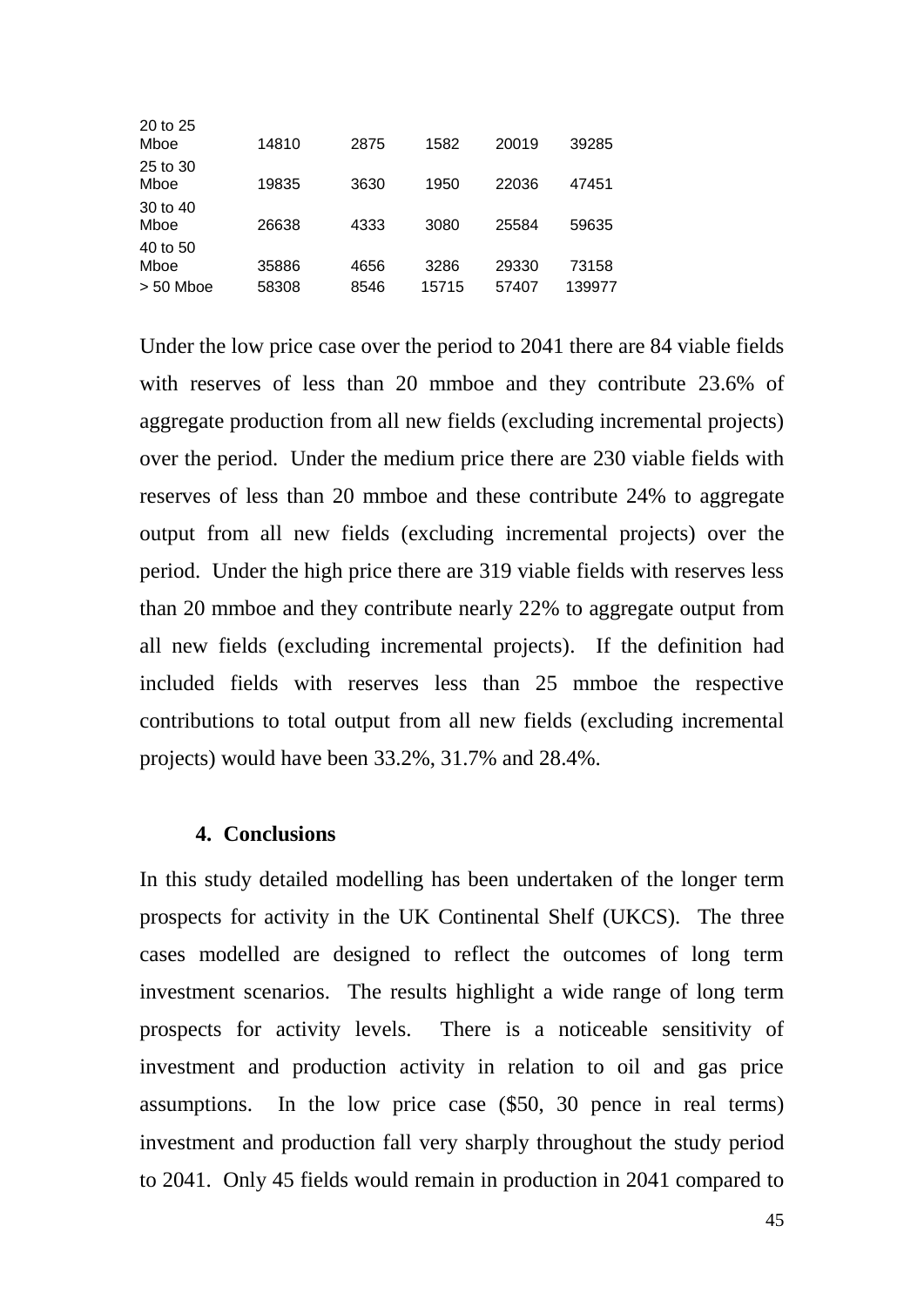| | | | | | |
|---|---|---|---|---|---|
| 20 to 25 Mboe | 14810 | 2875 | 1582 | 20019 | 39285 |
| 25 to 30 Mboe | 19835 | 3630 | 1950 | 22036 | 47451 |
| 30 to 40 Mboe | 26638 | 4333 | 3080 | 25584 | 59635 |
| 40 to 50 Mboe | 35886 | 4656 | 3286 | 29330 | 73158 |
| > 50 Mboe | 58308 | 8546 | 15715 | 57407 | 139977 |

Under the low price case over the period to 2041 there are 84 viable fields with reserves of less than 20 mmboe and they contribute 23.6% of aggregate production from all new fields (excluding incremental projects) over the period. Under the medium price there are 230 viable fields with reserves of less than 20 mmboe and these contribute 24% to aggregate output from all new fields (excluding incremental projects) over the period. Under the high price there are 319 viable fields with reserves less than 20 mmboe and they contribute nearly 22% to aggregate output from all new fields (excluding incremental projects). If the definition had included fields with reserves less than 25 mmboe the respective contributions to total output from all new fields (excluding incremental projects) would have been 33.2%, 31.7% and 28.4%.

## 4. Conclusions

In this study detailed modelling has been undertaken of the longer term prospects for activity in the UK Continental Shelf (UKCS). The three cases modelled are designed to reflect the outcomes of long term investment scenarios. The results highlight a wide range of long term prospects for activity levels. There is a noticeable sensitivity of investment and production activity in relation to oil and gas price assumptions. In the low price case ($50, 30 pence in real terms) investment and production fall very sharply throughout the study period to 2041. Only 45 fields would remain in production in 2041 compared to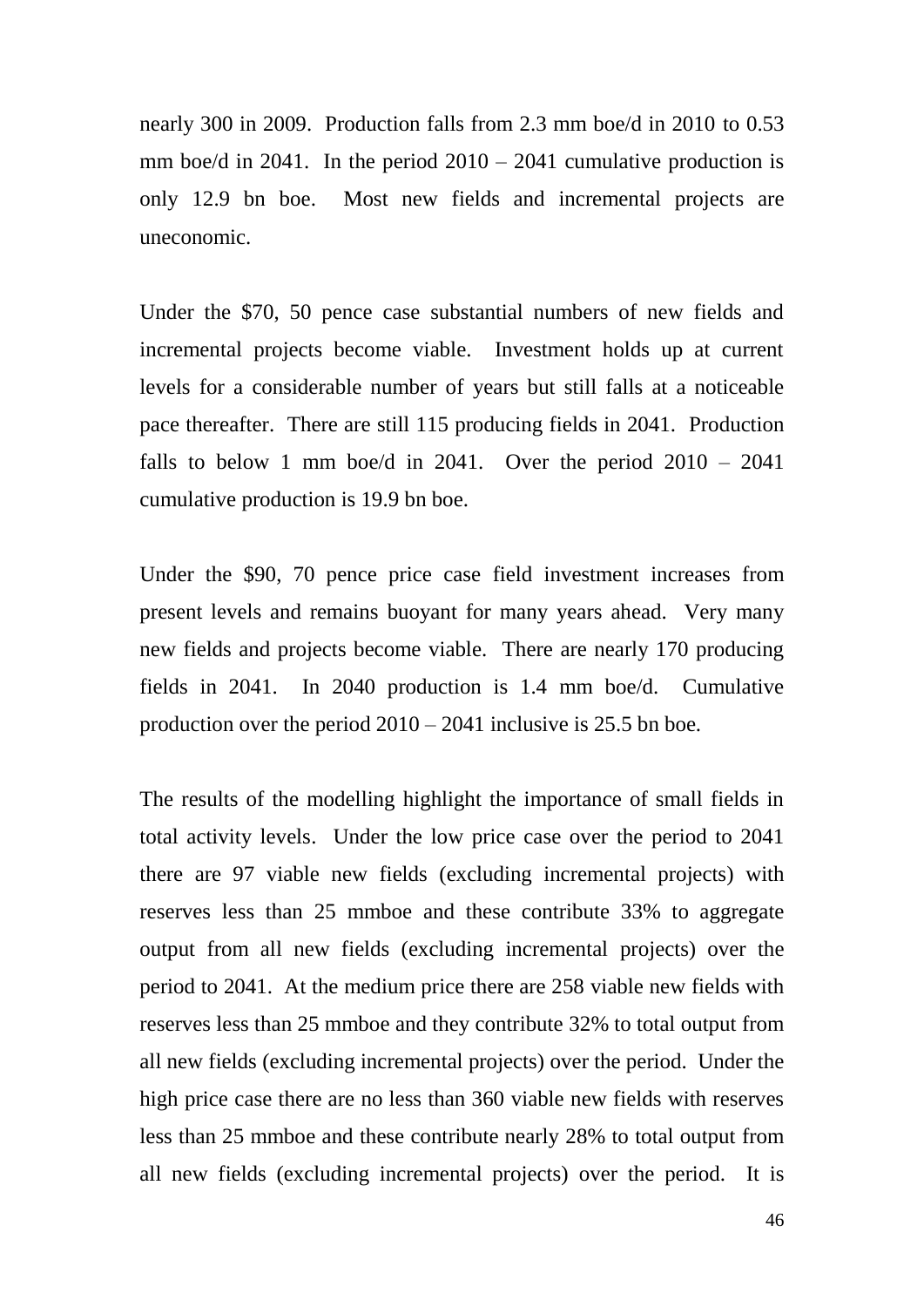nearly 300 in 2009. Production falls from 2.3 mm boe/d in 2010 to 0.53 mm boe/d in 2041. In the period 2010 – 2041 cumulative production is only 12.9 bn boe. Most new fields and incremental projects are uneconomic.

Under the $70, 50 pence case substantial numbers of new fields and incremental projects become viable. Investment holds up at current levels for a considerable number of years but still falls at a noticeable pace thereafter. There are still 115 producing fields in 2041. Production falls to below 1 mm boe/d in 2041. Over the period 2010 – 2041 cumulative production is 19.9 bn boe.

Under the $90, 70 pence price case field investment increases from present levels and remains buoyant for many years ahead. Very many new fields and projects become viable. There are nearly 170 producing fields in 2041. In 2040 production is 1.4 mm boe/d. Cumulative production over the period 2010 – 2041 inclusive is 25.5 bn boe.

The results of the modelling highlight the importance of small fields in total activity levels. Under the low price case over the period to 2041 there are 97 viable new fields (excluding incremental projects) with reserves less than 25 mmboe and these contribute 33% to aggregate output from all new fields (excluding incremental projects) over the period to 2041. At the medium price there are 258 viable new fields with reserves less than 25 mmboe and they contribute 32% to total output from all new fields (excluding incremental projects) over the period. Under the high price case there are no less than 360 viable new fields with reserves less than 25 mmboe and these contribute nearly 28% to total output from all new fields (excluding incremental projects) over the period. It is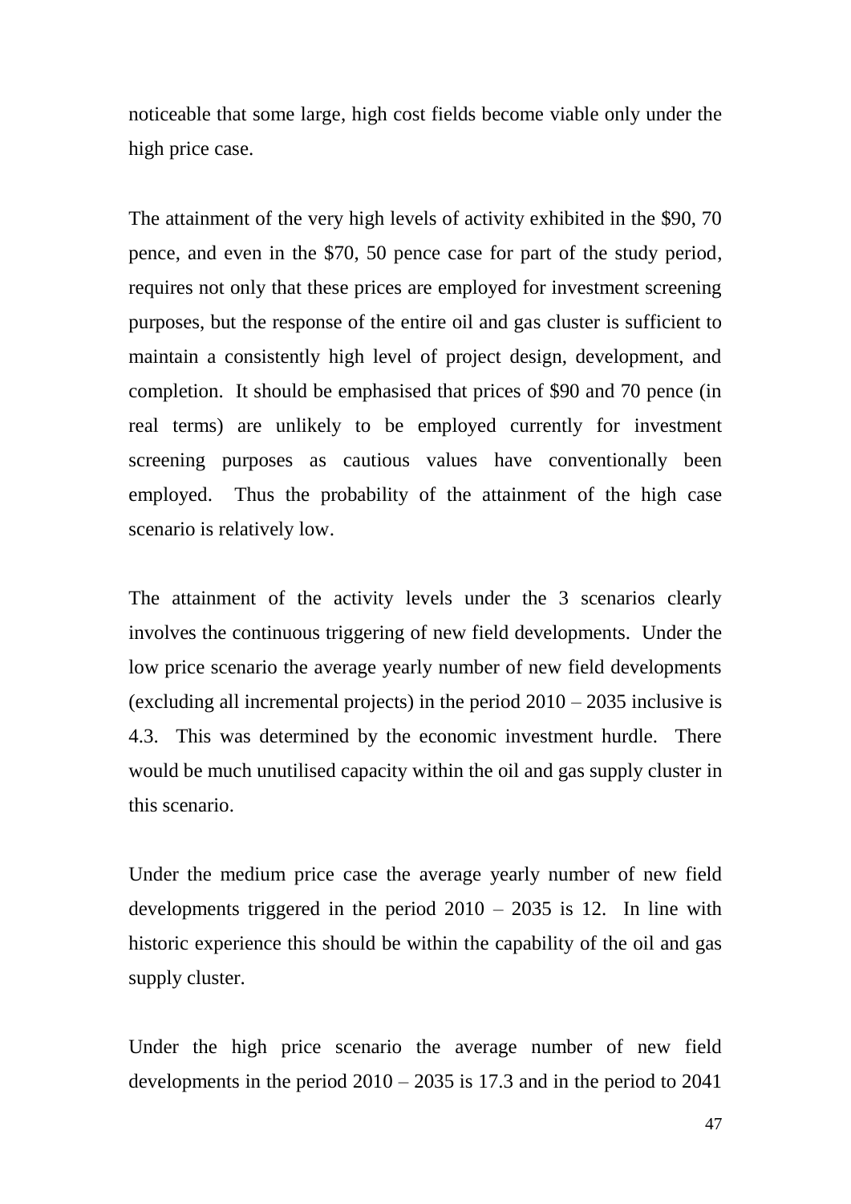noticeable that some large, high cost fields become viable only under the high price case.

The attainment of the very high levels of activity exhibited in the $90, 70 pence, and even in the $70, 50 pence case for part of the study period, requires not only that these prices are employed for investment screening purposes, but the response of the entire oil and gas cluster is sufficient to maintain a consistently high level of project design, development, and completion. It should be emphasised that prices of $90 and 70 pence (in real terms) are unlikely to be employed currently for investment screening purposes as cautious values have conventionally been employed. Thus the probability of the attainment of the high case scenario is relatively low.

The attainment of the activity levels under the 3 scenarios clearly involves the continuous triggering of new field developments. Under the low price scenario the average yearly number of new field developments (excluding all incremental projects) in the period 2010 – 2035 inclusive is 4.3. This was determined by the economic investment hurdle. There would be much unutilised capacity within the oil and gas supply cluster in this scenario.

Under the medium price case the average yearly number of new field developments triggered in the period 2010 – 2035 is 12. In line with historic experience this should be within the capability of the oil and gas supply cluster.

Under the high price scenario the average number of new field developments in the period 2010 – 2035 is 17.3 and in the period to 2041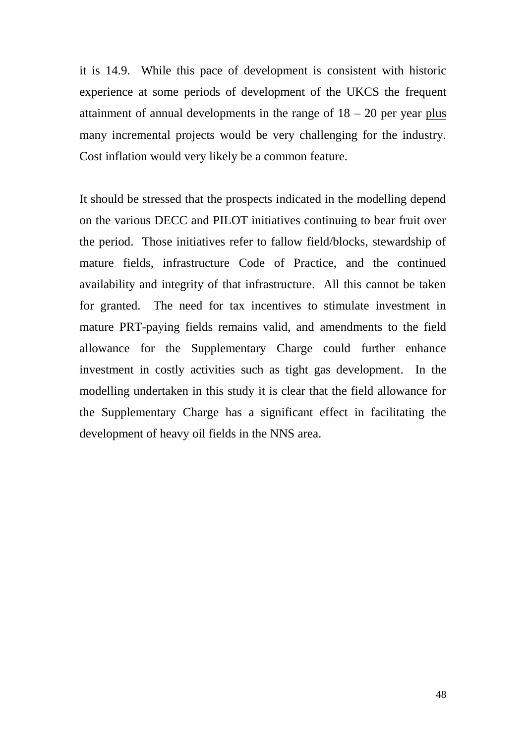it is 14.9. While this pace of development is consistent with historic experience at some periods of development of the UKCS the frequent attainment of annual developments in the range of 18 – 20 per year <u>plus</u> many incremental projects would be very challenging for the industry. Cost inflation would very likely be a common feature.

It should be stressed that the prospects indicated in the modelling depend on the various DECC and PILOT initiatives continuing to bear fruit over the period. Those initiatives refer to fallow field/blocks, stewardship of mature fields, infrastructure Code of Practice, and the continued availability and integrity of that infrastructure. All this cannot be taken for granted. The need for tax incentives to stimulate investment in mature PRT-paying fields remains valid, and amendments to the field allowance for the Supplementary Charge could further enhance investment in costly activities such as tight gas development. In the modelling undertaken in this study it is clear that the field allowance for the Supplementary Charge has a significant effect in facilitating the development of heavy oil fields in the NNS area.